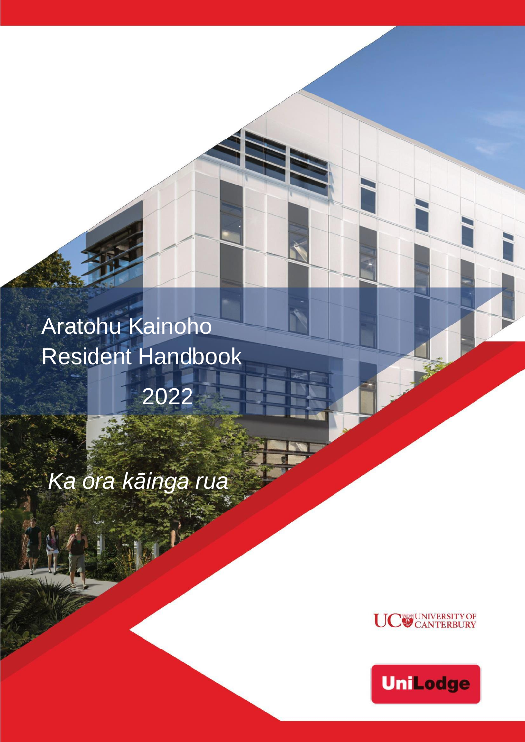# Aratohu Kainoho
# Resident Handbook

2022

*Ka ora kāinga rua*

UC UNIVERSITY OF CANTERBURY

UniLodge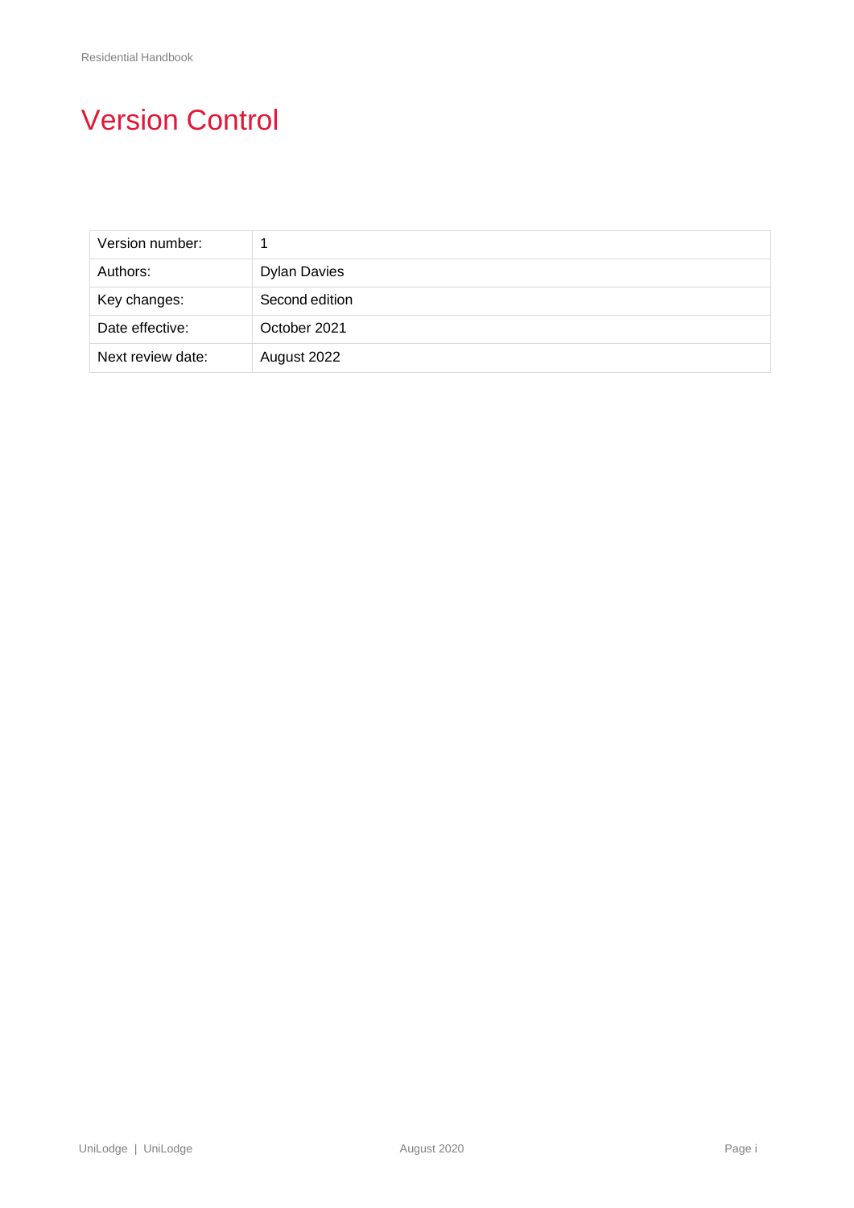# Version Control

| Version number: | 1 |
|---|---|
| Authors: | Dylan Davies |
| Key changes: | Second edition |
| Date effective: | October 2021 |
| Next review date: | August 2022 |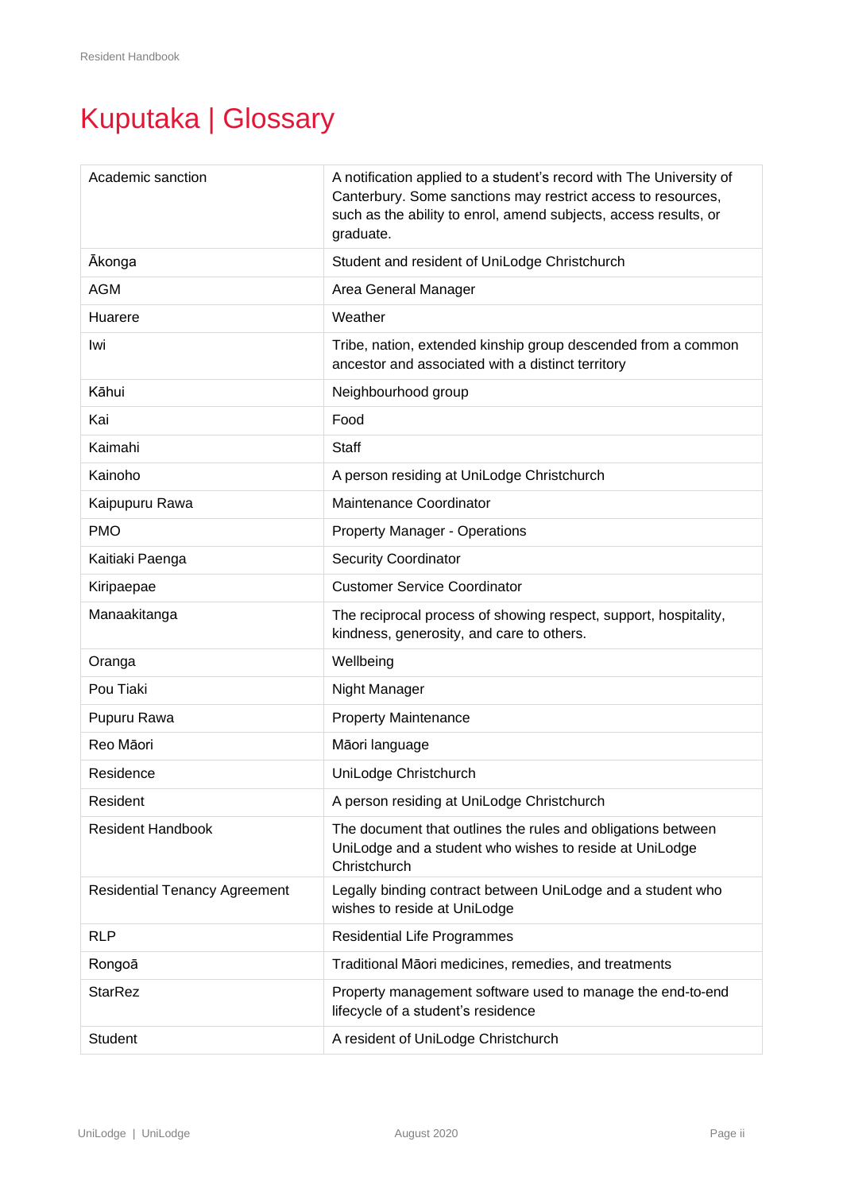# Kuputaka | Glossary

| | |
|---|---|
| Academic sanction | A notification applied to a student's record with The University of Canterbury. Some sanctions may restrict access to resources, such as the ability to enrol, amend subjects, access results, or graduate. |
| Ākonga | Student and resident of UniLodge Christchurch |
| AGM | Area General Manager |
| Huarere | Weather |
| Iwi | Tribe, nation, extended kinship group descended from a common ancestor and associated with a distinct territory |
| Kāhui | Neighbourhood group |
| Kai | Food |
| Kaimahi | Staff |
| Kainoho | A person residing at UniLodge Christchurch |
| Kaipupuru Rawa | Maintenance Coordinator |
| PMO | Property Manager - Operations |
| Kaitiaki Paenga | Security Coordinator |
| Kiripaepae | Customer Service Coordinator |
| Manaakitanga | The reciprocal process of showing respect, support, hospitality, kindness, generosity, and care to others. |
| Oranga | Wellbeing |
| Pou Tiaki | Night Manager |
| Pupuru Rawa | Property Maintenance |
| Reo Māori | Māori language |
| Residence | UniLodge Christchurch |
| Resident | A person residing at UniLodge Christchurch |
| Resident Handbook | The document that outlines the rules and obligations between UniLodge and a student who wishes to reside at UniLodge Christchurch |
| Residential Tenancy Agreement | Legally binding contract between UniLodge and a student who wishes to reside at UniLodge |
| RLP | Residential Life Programmes |
| Rongoā | Traditional Māori medicines, remedies, and treatments |
| StarRez | Property management software used to manage the end-to-end lifecycle of a student's residence |
| Student | A resident of UniLodge Christchurch |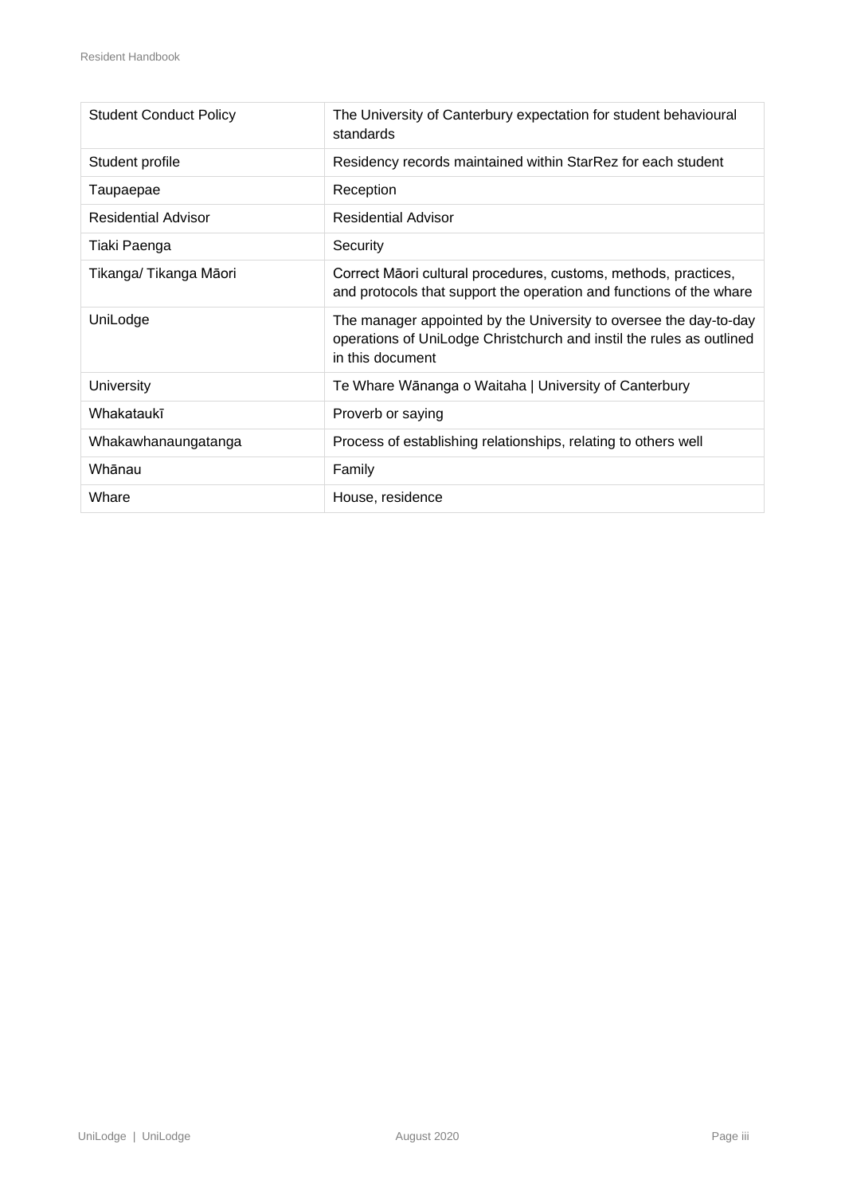| | |
|---|---|
| Student Conduct Policy | The University of Canterbury expectation for student behavioural standards |
| Student profile | Residency records maintained within StarRez for each student |
| Taupaepae | Reception |
| Residential Advisor | Residential Advisor |
| Tiaki Paenga | Security |
| Tikanga/ Tikanga Māori | Correct Māori cultural procedures, customs, methods, practices, and protocols that support the operation and functions of the whare |
| UniLodge | The manager appointed by the University to oversee the day-to-day operations of UniLodge Christchurch and instil the rules as outlined in this document |
| University | Te Whare Wānanga o Waitaha \| University of Canterbury |
| Whakataukī | Proverb or saying |
| Whakawhanaungatanga | Process of establishing relationships, relating to others well |
| Whānau | Family |
| Whare | House, residence |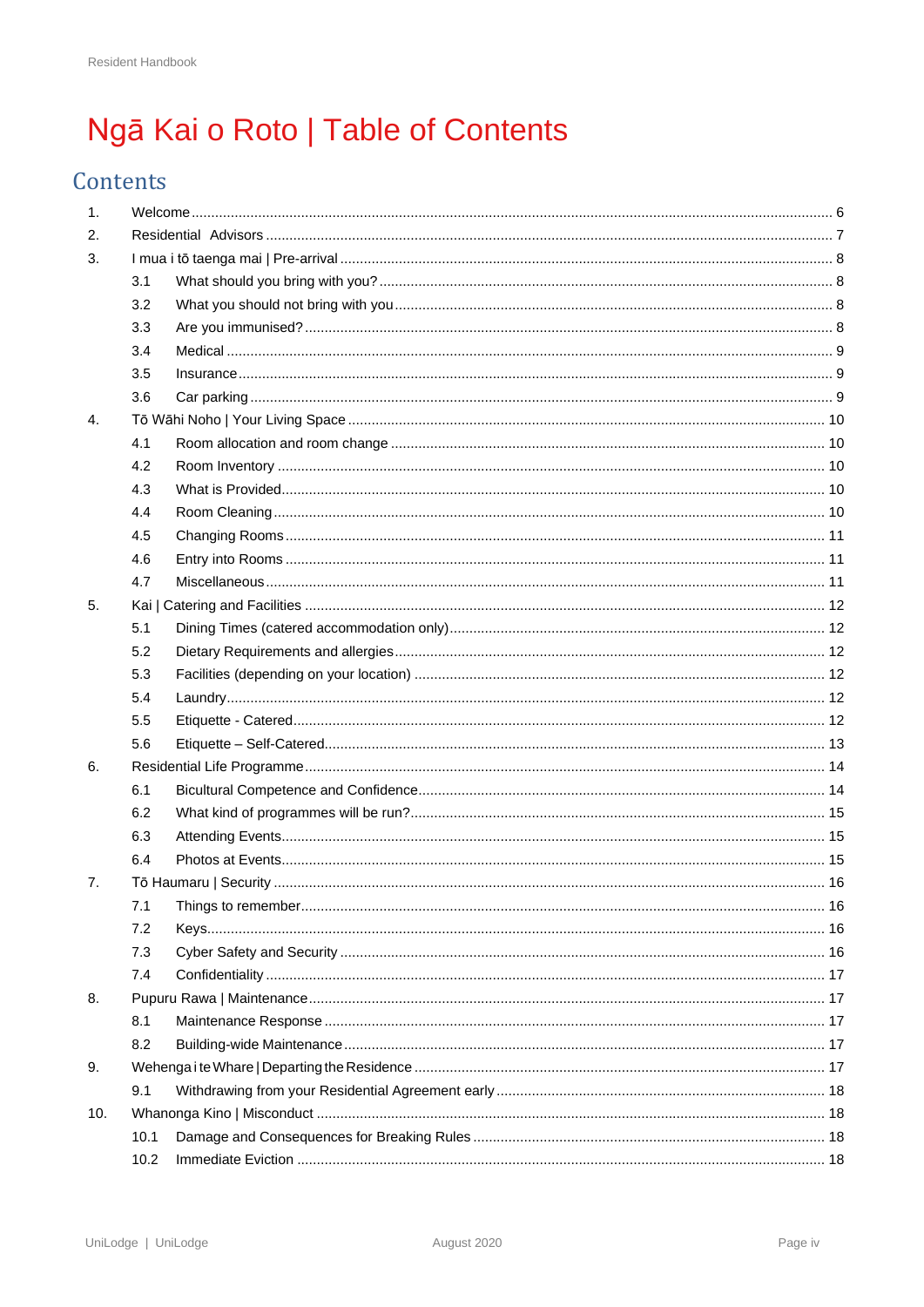# Ngā Kai o Roto | Table of Contents

## Contents

1. Welcome ..... 6
2. Residential Advisors ..... 7
3. I mua i tō taenga mai | Pre-arrival ..... 8
    - 3.1 What should you bring with you? ..... 8
    - 3.2 What you should not bring with you ..... 8
    - 3.3 Are you immunised? ..... 8
    - 3.4 Medical ..... 9
    - 3.5 Insurance ..... 9
    - 3.6 Car parking ..... 9
4. Tō Wāhi Noho | Your Living Space ..... 10
    - 4.1 Room allocation and room change ..... 10
    - 4.2 Room Inventory ..... 10
    - 4.3 What is Provided ..... 10
    - 4.4 Room Cleaning ..... 10
    - 4.5 Changing Rooms ..... 11
    - 4.6 Entry into Rooms ..... 11
    - 4.7 Miscellaneous ..... 11
5. Kai | Catering and Facilities ..... 12
    - 5.1 Dining Times (catered accommodation only) ..... 12
    - 5.2 Dietary Requirements and allergies ..... 12
    - 5.3 Facilities (depending on your location) ..... 12
    - 5.4 Laundry ..... 12
    - 5.5 Etiquette - Catered ..... 12
    - 5.6 Etiquette – Self-Catered ..... 13
6. Residential Life Programme ..... 14
    - 6.1 Bicultural Competence and Confidence ..... 14
    - 6.2 What kind of programmes will be run? ..... 15
    - 6.3 Attending Events ..... 15
    - 6.4 Photos at Events ..... 15
7. Tō Haumaru | Security ..... 16
    - 7.1 Things to remember ..... 16
    - 7.2 Keys ..... 16
    - 7.3 Cyber Safety and Security ..... 16
    - 7.4 Confidentiality ..... 17
8. Pupuru Rawa | Maintenance ..... 17
    - 8.1 Maintenance Response ..... 17
    - 8.2 Building-wide Maintenance ..... 17
9. Wehenga i te Whare | Departing the Residence ..... 17
    - 9.1 Withdrawing from your Residential Agreement early ..... 18
10. Whanonga Kino | Misconduct ..... 18
    - 10.1 Damage and Consequences for Breaking Rules ..... 18
    - 10.2 Immediate Eviction ..... 18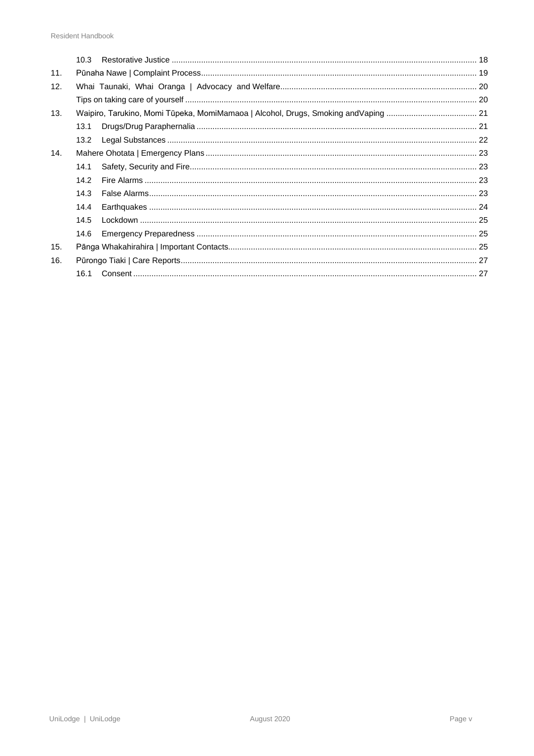10.3 Restorative Justice ... 18

11. Pūnaha Nawe | Complaint Process ... 19

12. Whai Taunaki, Whai Oranga | Advocacy and Welfare ... 20

Tips on taking care of yourself ... 20

13. Waipiro, Tarukino, Momi Tūpeka, MomiMamaoa | Alcohol, Drugs, Smoking andVaping ... 21

13.1 Drugs/Drug Paraphernalia ... 21

13.2 Legal Substances ... 22

14. Mahere Ohotata | Emergency Plans ... 23

14.1 Safety, Security and Fire ... 23

14.2 Fire Alarms ... 23

14.3 False Alarms ... 23

14.4 Earthquakes ... 24

14.5 Lockdown ... 25

14.6 Emergency Preparedness ... 25

15. Pānga Whakahirahira | Important Contacts ... 25

16. Pūrongo Tiaki | Care Reports ... 27

16.1 Consent ... 27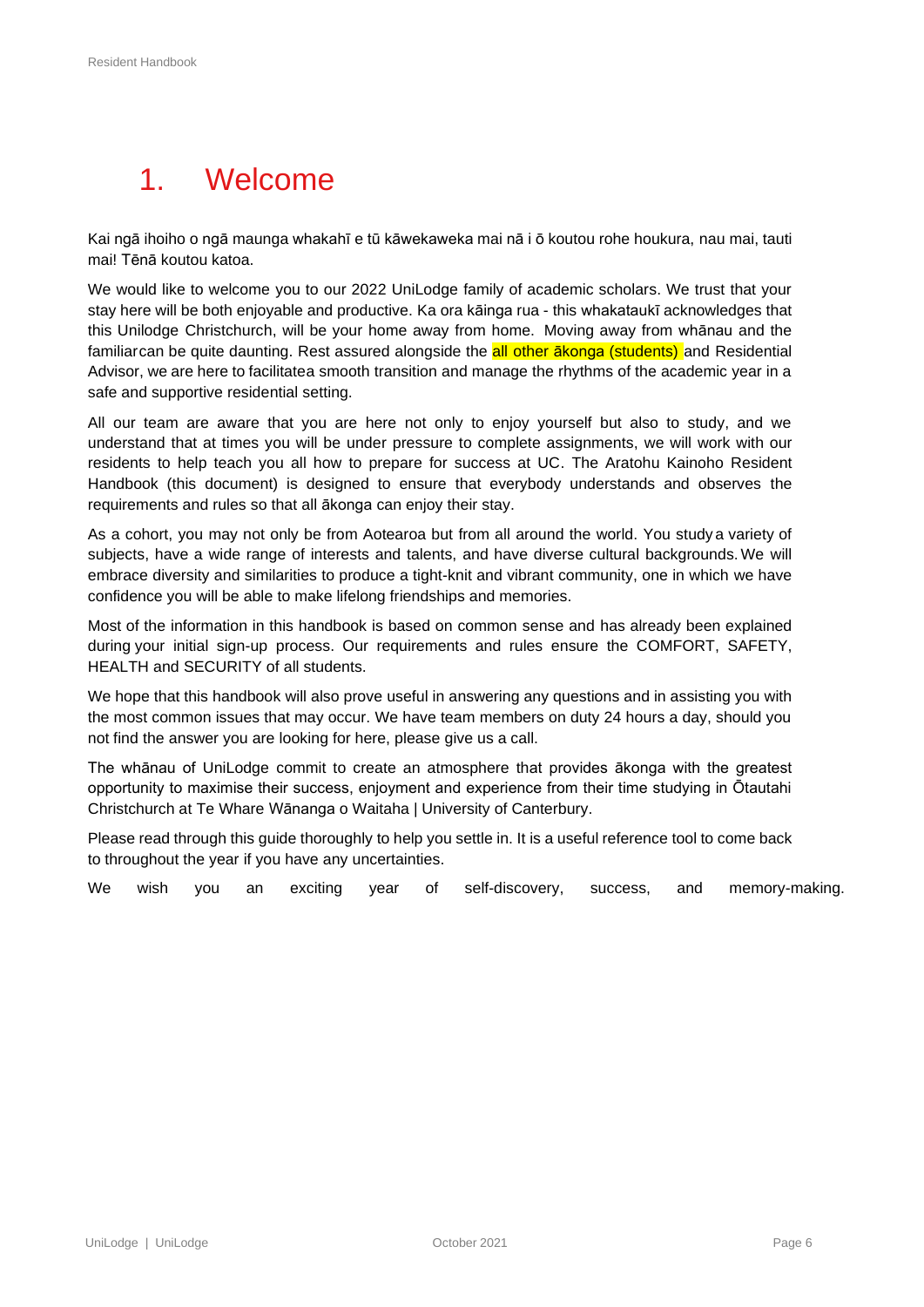# 1. Welcome

Kai ngā ihoiho o ngā maunga whakahī e tū kāwekaweka mai nā i ō koutou rohe houkura, nau mai, tauti mai! Tēnā koutou katoa.

We would like to welcome you to our 2022 UniLodge family of academic scholars. We trust that your stay here will be both enjoyable and productive. Ka ora kāinga rua - this whakataukī acknowledges that this Unilodge Christchurch, will be your home away from home. Moving away from whānau and the familiarcan be quite daunting. Rest assured alongside the all other ākonga (students) and Residential Advisor, we are here to facilitatea smooth transition and manage the rhythms of the academic year in a safe and supportive residential setting.

All our team are aware that you are here not only to enjoy yourself but also to study, and we understand that at times you will be under pressure to complete assignments, we will work with our residents to help teach you all how to prepare for success at UC. The Aratohu Kainoho Resident Handbook (this document) is designed to ensure that everybody understands and observes the requirements and rules so that all ākonga can enjoy their stay.

As a cohort, you may not only be from Aotearoa but from all around the world. You study a variety of subjects, have a wide range of interests and talents, and have diverse cultural backgrounds. We will embrace diversity and similarities to produce a tight-knit and vibrant community, one in which we have confidence you will be able to make lifelong friendships and memories.

Most of the information in this handbook is based on common sense and has already been explained during your initial sign-up process. Our requirements and rules ensure the COMFORT, SAFETY, HEALTH and SECURITY of all students.

We hope that this handbook will also prove useful in answering any questions and in assisting you with the most common issues that may occur. We have team members on duty 24 hours a day, should you not find the answer you are looking for here, please give us a call.

The whānau of UniLodge commit to create an atmosphere that provides ākonga with the greatest opportunity to maximise their success, enjoyment and experience from their time studying in Ōtautahi Christchurch at Te Whare Wānanga o Waitaha | University of Canterbury.

Please read through this guide thoroughly to help you settle in. It is a useful reference tool to come back to throughout the year if you have any uncertainties.

We wish you an exciting year of self-discovery, success, and memory-making.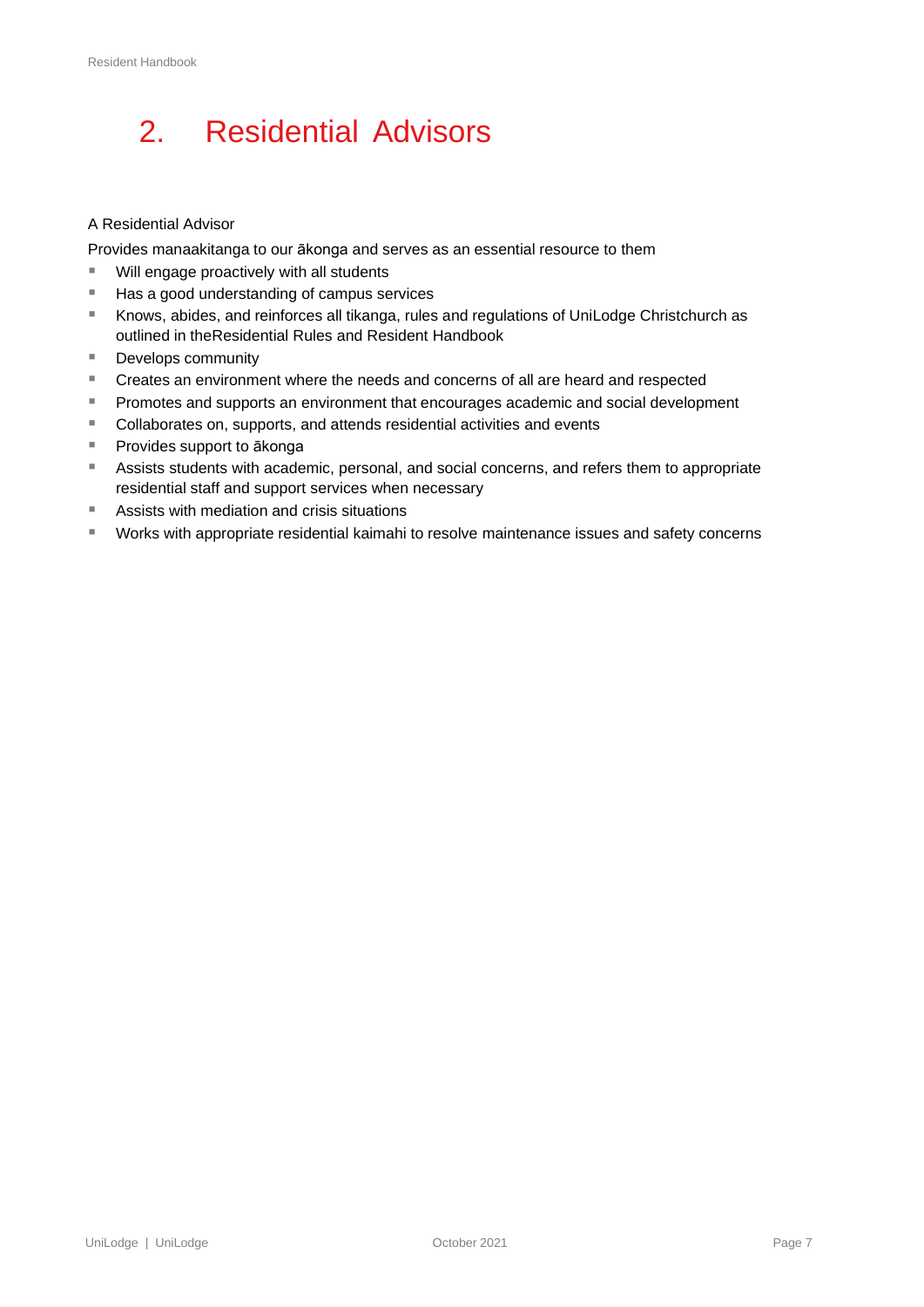# 2. Residential Advisors

A Residential Advisor

Provides manaakitanga to our ākonga and serves as an essential resource to them

- Will engage proactively with all students
- Has a good understanding of campus services
- Knows, abides, and reinforces all tikanga, rules and regulations of UniLodge Christchurch as outlined in theResidential Rules and Resident Handbook
- Develops community
- Creates an environment where the needs and concerns of all are heard and respected
- Promotes and supports an environment that encourages academic and social development
- Collaborates on, supports, and attends residential activities and events
- Provides support to ākonga
- Assists students with academic, personal, and social concerns, and refers them to appropriate residential staff and support services when necessary
- Assists with mediation and crisis situations
- Works with appropriate residential kaimahi to resolve maintenance issues and safety concerns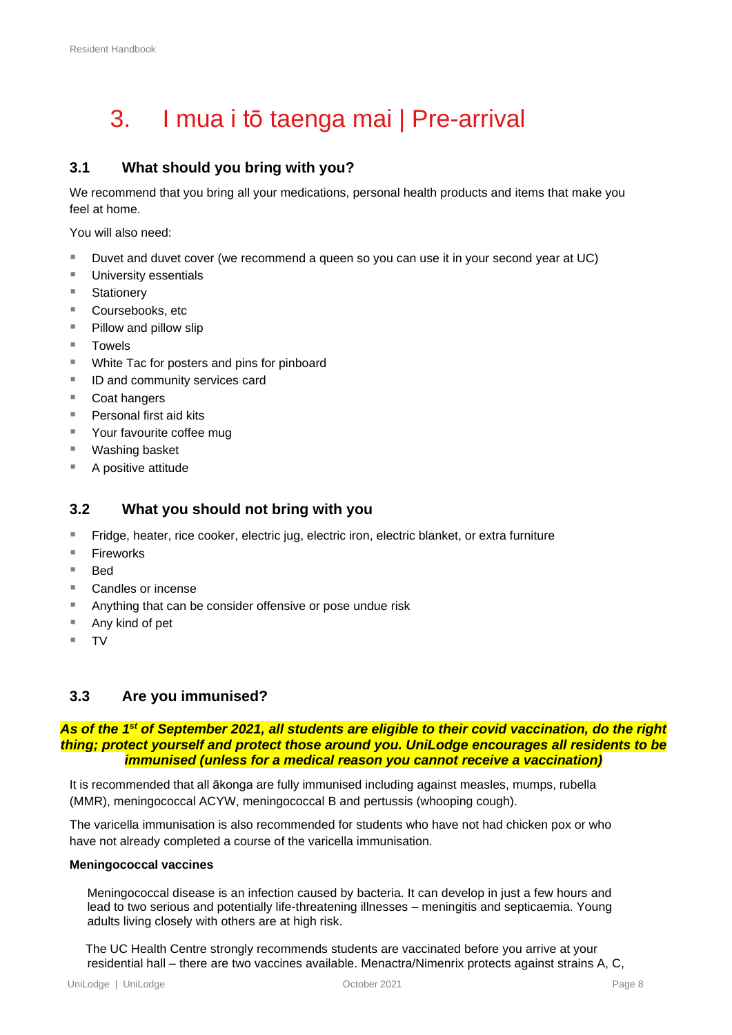# 3. I mua i tō taenga mai | Pre-arrival

## 3.1 What should you bring with you?

We recommend that you bring all your medications, personal health products and items that make you feel at home.

You will also need:

- Duvet and duvet cover (we recommend a queen so you can use it in your second year at UC)
- University essentials
- Stationery
- Coursebooks, etc
- Pillow and pillow slip
- Towels
- White Tac for posters and pins for pinboard
- ID and community services card
- Coat hangers
- Personal first aid kits
- Your favourite coffee mug
- Washing basket
- A positive attitude

## 3.2 What you should not bring with you

- Fridge, heater, rice cooker, electric jug, electric iron, electric blanket, or extra furniture
- Fireworks
- Bed
- Candles or incense
- Anything that can be consider offensive or pose undue risk
- Any kind of pet
- TV

## 3.3 Are you immunised?

***As of the 1st of September 2021, all students are eligible to their covid vaccination, do the right thing; protect yourself and protect those around you. UniLodge encourages all residents to be immunised (unless for a medical reason you cannot receive a vaccination)***

It is recommended that all ākonga are fully immunised including against measles, mumps, rubella (MMR), meningococcal ACYW, meningococcal B and pertussis (whooping cough).

The varicella immunisation is also recommended for students who have not had chicken pox or who have not already completed a course of the varicella immunisation.

**Meningococcal vaccines**

Meningococcal disease is an infection caused by bacteria. It can develop in just a few hours and lead to two serious and potentially life-threatening illnesses – meningitis and septicaemia. Young adults living closely with others are at high risk.

The UC Health Centre strongly recommends students are vaccinated before you arrive at your residential hall – there are two vaccines available. Menactra/Nimenrix protects against strains A, C,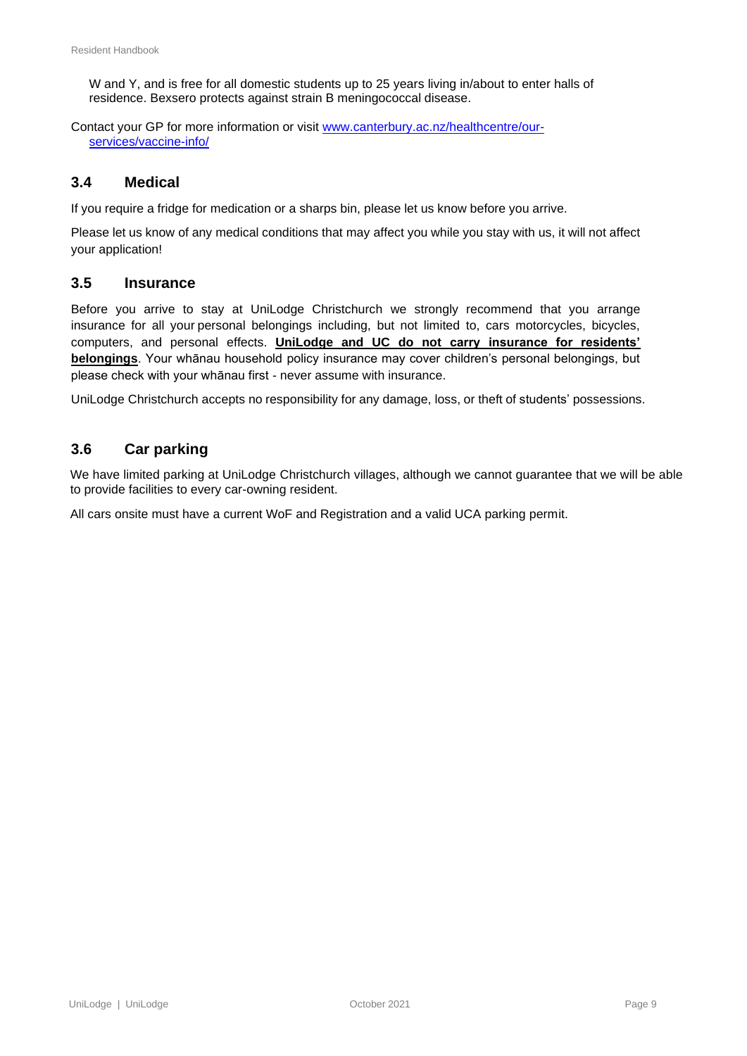W and Y, and is free for all domestic students up to 25 years living in/about to enter halls of residence. Bexsero protects against strain B meningococcal disease.

Contact your GP for more information or visit [www.canterbury.ac.nz/healthcentre/our-services/vaccine-info/](http://www.canterbury.ac.nz/healthcentre/our-services/vaccine-info/)

## 3.4 Medical

If you require a fridge for medication or a sharps bin, please let us know before you arrive.

Please let us know of any medical conditions that may affect you while you stay with us, it will not affect your application!

## 3.5 Insurance

Before you arrive to stay at UniLodge Christchurch we strongly recommend that you arrange insurance for all your personal belongings including, but not limited to, cars motorcycles, bicycles, computers, and personal effects. **UniLodge and UC do not carry insurance for residents' belongings**. Your whānau household policy insurance may cover children's personal belongings, but please check with your whānau first - never assume with insurance.

UniLodge Christchurch accepts no responsibility for any damage, loss, or theft of students' possessions.

## 3.6 Car parking

We have limited parking at UniLodge Christchurch villages, although we cannot guarantee that we will be able to provide facilities to every car-owning resident.

All cars onsite must have a current WoF and Registration and a valid UCA parking permit.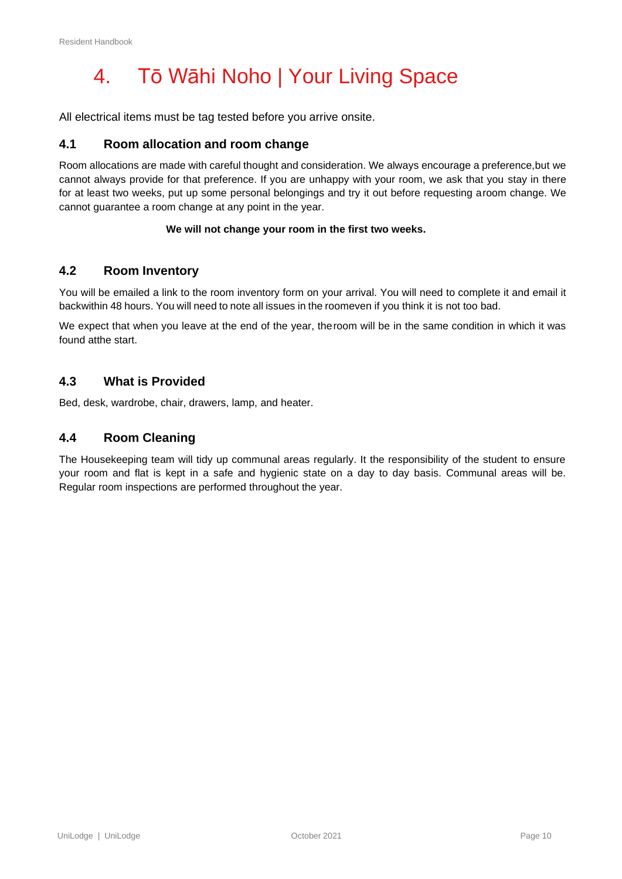# 4. Tō Wāhi Noho | Your Living Space

All electrical items must be tag tested before you arrive onsite.

## 4.1 Room allocation and room change

Room allocations are made with careful thought and consideration. We always encourage a preference,but we cannot always provide for that preference. If you are unhappy with your room, we ask that you stay in there for at least two weeks, put up some personal belongings and try it out before requesting aroom change. We cannot guarantee a room change at any point in the year.

**We will not change your room in the first two weeks.**

## 4.2 Room Inventory

You will be emailed a link to the room inventory form on your arrival. You will need to complete it and email it backwithin 48 hours. You will need to note all issues in the roomeven if you think it is not too bad.

We expect that when you leave at the end of the year, theroom will be in the same condition in which it was found atthe start.

## 4.3 What is Provided

Bed, desk, wardrobe, chair, drawers, lamp, and heater.

## 4.4 Room Cleaning

The Housekeeping team will tidy up communal areas regularly. It the responsibility of the student to ensure your room and flat is kept in a safe and hygienic state on a day to day basis. Communal areas will be. Regular room inspections are performed throughout the year.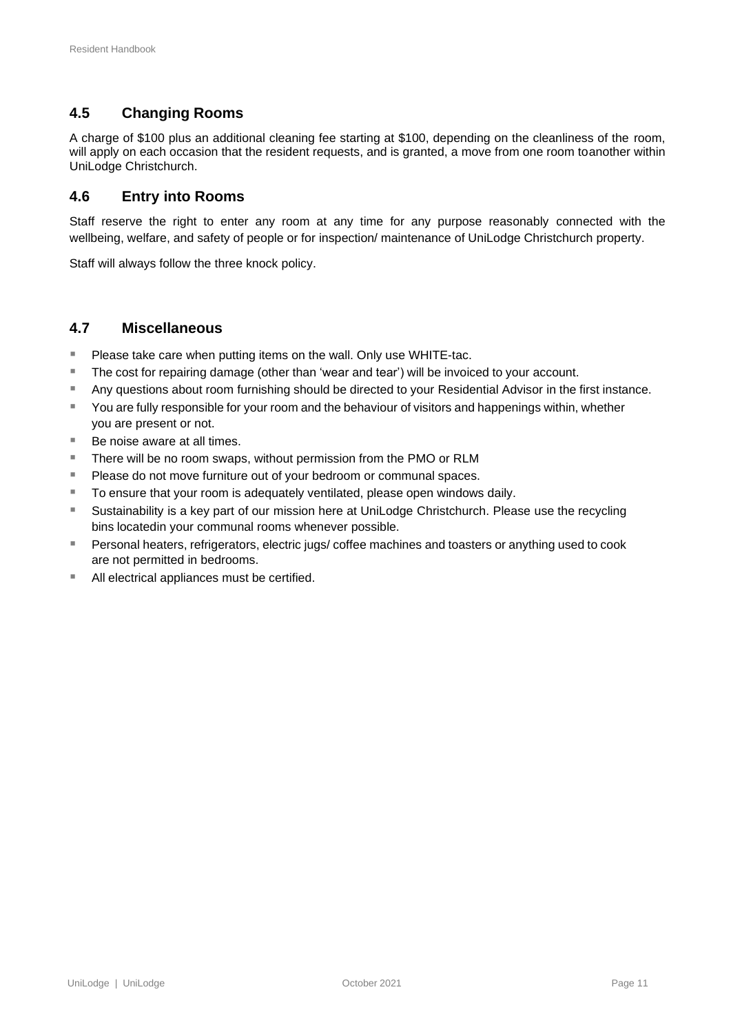## 4.5 Changing Rooms

A charge of $100 plus an additional cleaning fee starting at $100, depending on the cleanliness of the room, will apply on each occasion that the resident requests, and is granted, a move from one room toanother within UniLodge Christchurch.

## 4.6 Entry into Rooms

Staff reserve the right to enter any room at any time for any purpose reasonably connected with the wellbeing, welfare, and safety of people or for inspection/ maintenance of UniLodge Christchurch property.

Staff will always follow the three knock policy.

## 4.7 Miscellaneous

- Please take care when putting items on the wall. Only use WHITE-tac.
- The cost for repairing damage (other than 'wear and tear') will be invoiced to your account.
- Any questions about room furnishing should be directed to your Residential Advisor in the first instance.
- You are fully responsible for your room and the behaviour of visitors and happenings within, whether you are present or not.
- Be noise aware at all times.
- There will be no room swaps, without permission from the PMO or RLM
- Please do not move furniture out of your bedroom or communal spaces.
- To ensure that your room is adequately ventilated, please open windows daily.
- Sustainability is a key part of our mission here at UniLodge Christchurch. Please use the recycling bins locatedin your communal rooms whenever possible.
- Personal heaters, refrigerators, electric jugs/ coffee machines and toasters or anything used to cook are not permitted in bedrooms.
- All electrical appliances must be certified.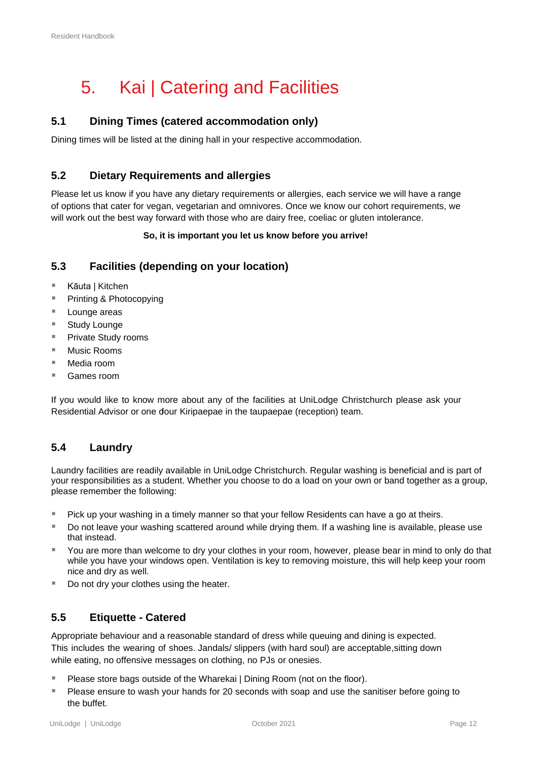# 5. Kai | Catering and Facilities

## 5.1 Dining Times (catered accommodation only)

Dining times will be listed at the dining hall in your respective accommodation.

## 5.2 Dietary Requirements and allergies

Please let us know if you have any dietary requirements or allergies, each service we will have a range of options that cater for vegan, vegetarian and omnivores. Once we know our cohort requirements, we will work out the best way forward with those who are dairy free, coeliac or gluten intolerance.

**So, it is important you let us know before you arrive!**

## 5.3 Facilities (depending on your location)

- Kāuta | Kitchen
- Printing & Photocopying
- Lounge areas
- Study Lounge
- Private Study rooms
- Music Rooms
- Media room
- Games room

If you would like to know more about any of the facilities at UniLodge Christchurch please ask your Residential Advisor or one ofour Kiripaepae in the taupaepae (reception) team.

## 5.4 Laundry

Laundry facilities are readily available in UniLodge Christchurch. Regular washing is beneficial and is part of your responsibilities as a student. Whether you choose to do a load on your own or band together as a group, please remember the following:

- Pick up your washing in a timely manner so that your fellow Residents can have a go at theirs.
- Do not leave your washing scattered around while drying them. If a washing line is available, please use that instead.
- You are more than welcome to dry your clothes in your room, however, please bear in mind to only do that while you have your windows open. Ventilation is key to removing moisture, this will help keep your room nice and dry as well.
- Do not dry your clothes using the heater.

## 5.5 Etiquette - Catered

Appropriate behaviour and a reasonable standard of dress while queuing and dining is expected. This includes the wearing of shoes. Jandals/ slippers (with hard soul) are acceptable,sitting down while eating, no offensive messages on clothing, no PJs or onesies.

- Please store bags outside of the Wharekai | Dining Room (not on the floor).
- Please ensure to wash your hands for 20 seconds with soap and use the sanitiser before going to the buffet.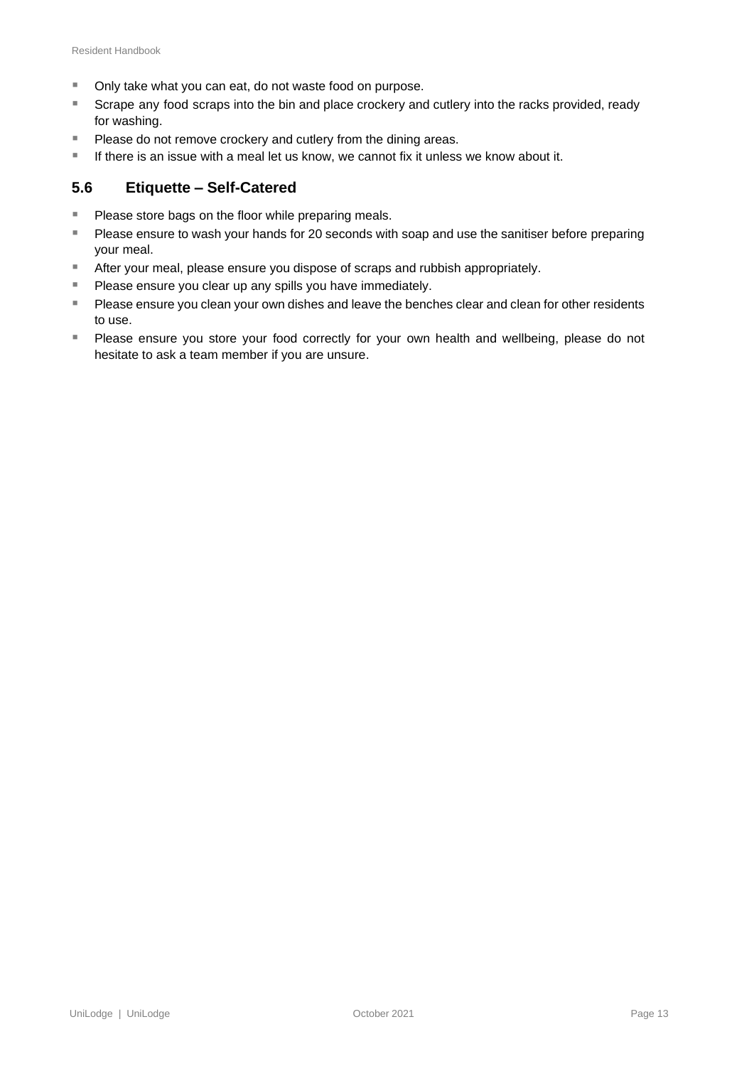- Only take what you can eat, do not waste food on purpose.
- Scrape any food scraps into the bin and place crockery and cutlery into the racks provided, ready for washing.
- Please do not remove crockery and cutlery from the dining areas.
- If there is an issue with a meal let us know, we cannot fix it unless we know about it.

## 5.6 Etiquette – Self-Catered

- Please store bags on the floor while preparing meals.
- Please ensure to wash your hands for 20 seconds with soap and use the sanitiser before preparing your meal.
- After your meal, please ensure you dispose of scraps and rubbish appropriately.
- Please ensure you clear up any spills you have immediately.
- Please ensure you clean your own dishes and leave the benches clear and clean for other residents to use.
- Please ensure you store your food correctly for your own health and wellbeing, please do not hesitate to ask a team member if you are unsure.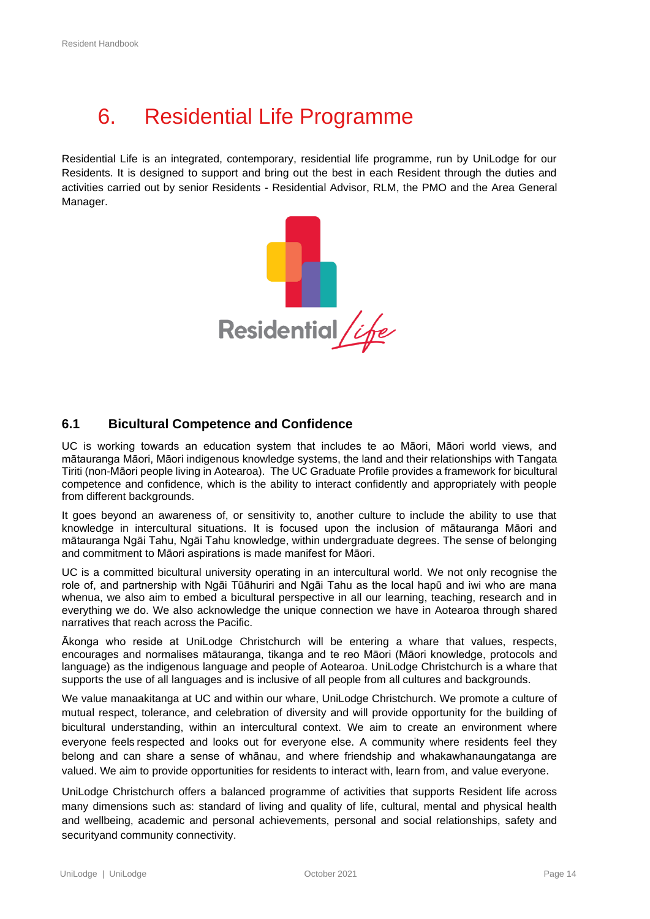# 6. Residential Life Programme

Residential Life is an integrated, contemporary, residential life programme, run by UniLodge for our Residents. It is designed to support and bring out the best in each Resident through the duties and activities carried out by senior Residents - Residential Advisor, RLM, the PMO and the Area General Manager.

## 6.1 Bicultural Competence and Confidence

UC is working towards an education system that includes te ao Māori, Māori world views, and mātauranga Māori, Māori indigenous knowledge systems, the land and their relationships with Tangata Tiriti (non-Māori people living in Aotearoa). The UC Graduate Profile provides a framework for bicultural competence and confidence, which is the ability to interact confidently and appropriately with people from different backgrounds.

It goes beyond an awareness of, or sensitivity to, another culture to include the ability to use that knowledge in intercultural situations. It is focused upon the inclusion of mātauranga Māori and mātauranga Ngāi Tahu, Ngāi Tahu knowledge, within undergraduate degrees. The sense of belonging and commitment to Māori aspirations is made manifest for Māori.

UC is a committed bicultural university operating in an intercultural world. We not only recognise the role of, and partnership with Ngāi Tūāhuriri and Ngāi Tahu as the local hapū and iwi who are mana whenua, we also aim to embed a bicultural perspective in all our learning, teaching, research and in everything we do. We also acknowledge the unique connection we have in Aotearoa through shared narratives that reach across the Pacific.

Ākonga who reside at UniLodge Christchurch will be entering a whare that values, respects, encourages and normalises mātauranga, tikanga and te reo Māori (Māori knowledge, protocols and language) as the indigenous language and people of Aotearoa. UniLodge Christchurch is a whare that supports the use of all languages and is inclusive of all people from all cultures and backgrounds.

We value manaakitanga at UC and within our whare, UniLodge Christchurch. We promote a culture of mutual respect, tolerance, and celebration of diversity and will provide opportunity for the building of bicultural understanding, within an intercultural context. We aim to create an environment where everyone feels respected and looks out for everyone else. A community where residents feel they belong and can share a sense of whānau, and where friendship and whakawhanaungatanga are valued. We aim to provide opportunities for residents to interact with, learn from, and value everyone.

UniLodge Christchurch offers a balanced programme of activities that supports Resident life across many dimensions such as: standard of living and quality of life, cultural, mental and physical health and wellbeing, academic and personal achievements, personal and social relationships, safety and securityand community connectivity.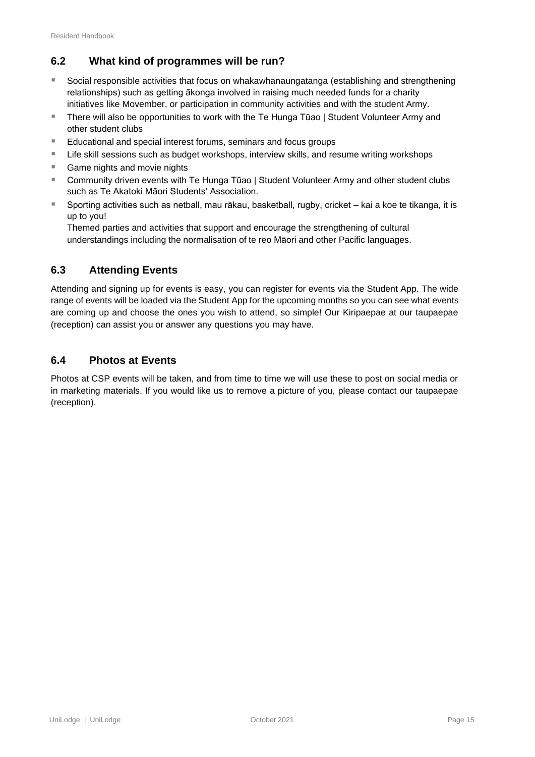## 6.2 What kind of programmes will be run?

- Social responsible activities that focus on whakawhanaungatanga (establishing and strengthening relationships) such as getting ākonga involved in raising much needed funds for a charity initiatives like Movember, or participation in community activities and with the student Army.
- There will also be opportunities to work with the Te Hunga Tūao | Student Volunteer Army and other student clubs
- Educational and special interest forums, seminars and focus groups
- Life skill sessions such as budget workshops, interview skills, and resume writing workshops
- Game nights and movie nights
- Community driven events with Te Hunga Tūao | Student Volunteer Army and other student clubs such as Te Akatoki Māori Students' Association.
- Sporting activities such as netball, mau rākau, basketball, rugby, cricket – kai a koe te tikanga, it is up to you!
  Themed parties and activities that support and encourage the strengthening of cultural understandings including the normalisation of te reo Māori and other Pacific languages.

## 6.3 Attending Events

Attending and signing up for events is easy, you can register for events via the Student App. The wide range of events will be loaded via the Student App for the upcoming months so you can see what events are coming up and choose the ones you wish to attend, so simple! Our Kiripaepae at our taupaepae (reception) can assist you or answer any questions you may have.

## 6.4 Photos at Events

Photos at CSP events will be taken, and from time to time we will use these to post on social media or in marketing materials. If you would like us to remove a picture of you, please contact our taupaepae (reception).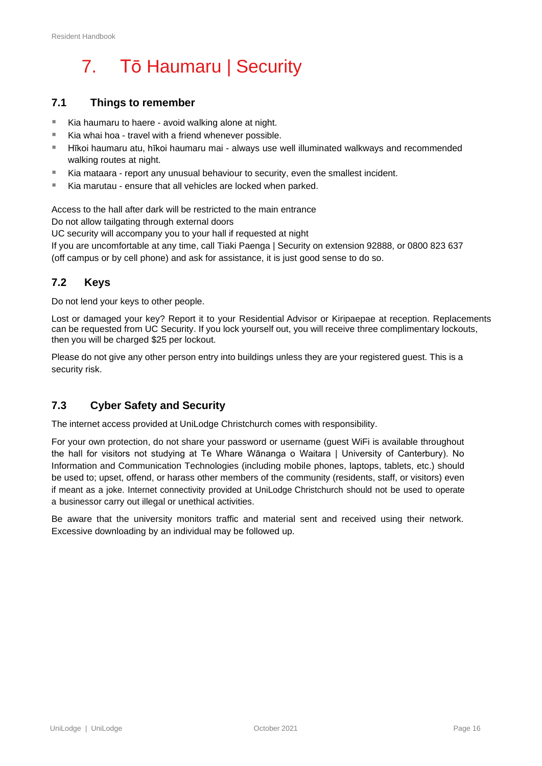# 7. Tō Haumaru | Security

## 7.1 Things to remember

- Kia haumaru to haere - avoid walking alone at night.
- Kia whai hoa - travel with a friend whenever possible.
- Hīkoi haumaru atu, hīkoi haumaru mai - always use well illuminated walkways and recommended walking routes at night.
- Kia mataara - report any unusual behaviour to security, even the smallest incident.
- Kia marutau - ensure that all vehicles are locked when parked.

Access to the hall after dark will be restricted to the main entrance
Do not allow tailgating through external doors
UC security will accompany you to your hall if requested at night
If you are uncomfortable at any time, call Tiaki Paenga | Security on extension 92888, or 0800 823 637 (off campus or by cell phone) and ask for assistance, it is just good sense to do so.

## 7.2 Keys

Do not lend your keys to other people.

Lost or damaged your key? Report it to your Residential Advisor or Kiripaepae at reception. Replacements can be requested from UC Security. If you lock yourself out, you will receive three complimentary lockouts, then you will be charged $25 per lockout.

Please do not give any other person entry into buildings unless they are your registered guest. This is a security risk.

## 7.3 Cyber Safety and Security

The internet access provided at UniLodge Christchurch comes with responsibility.

For your own protection, do not share your password or username (guest WiFi is available throughout the hall for visitors not studying at Te Whare Wānanga o Waitara | University of Canterbury). No Information and Communication Technologies (including mobile phones, laptops, tablets, etc.) should be used to; upset, offend, or harass other members of the community (residents, staff, or visitors) even if meant as a joke. Internet connectivity provided at UniLodge Christchurch should not be used to operate a businessor carry out illegal or unethical activities.

Be aware that the university monitors traffic and material sent and received using their network. Excessive downloading by an individual may be followed up.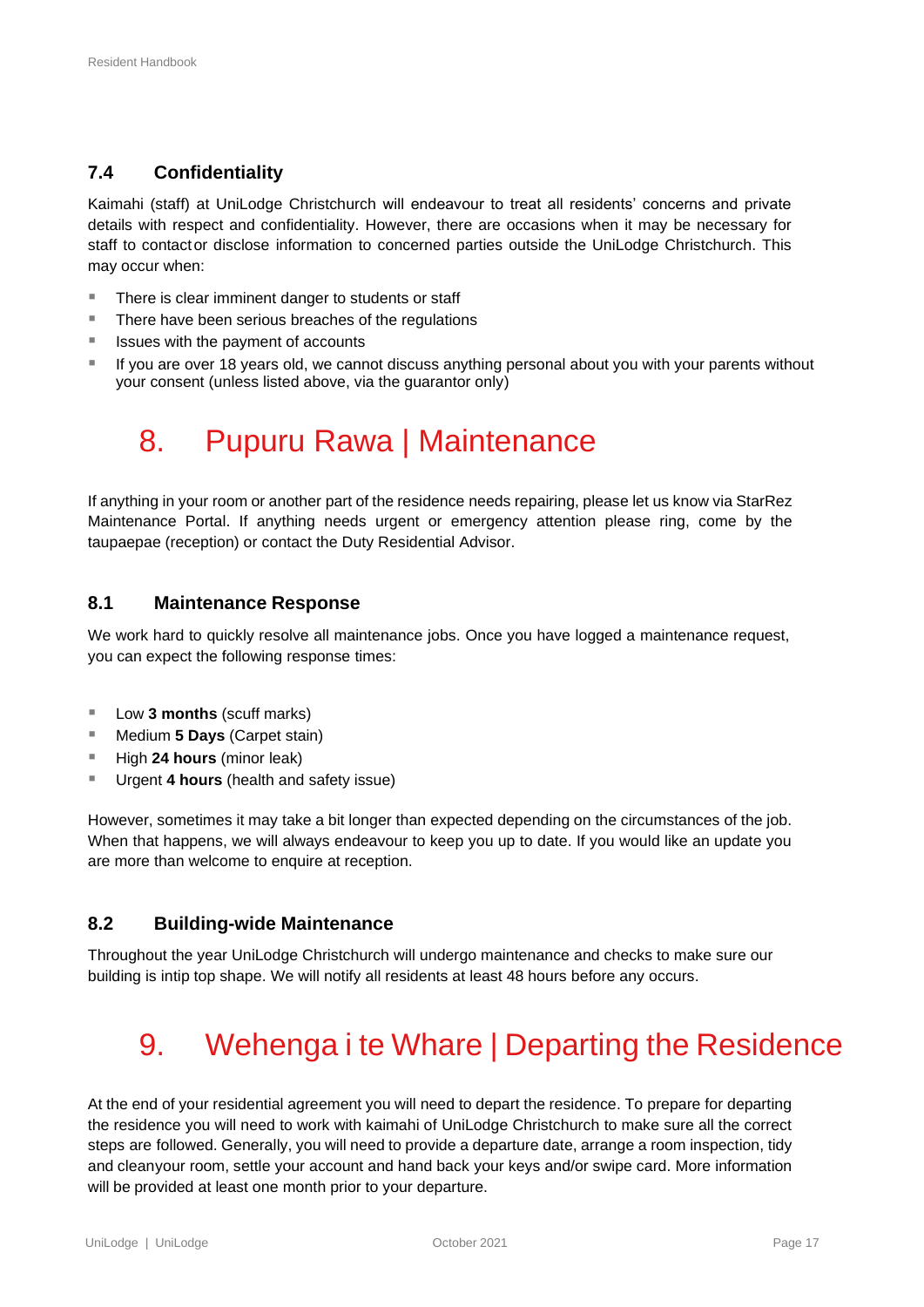### 7.4 Confidentiality

Kaimahi (staff) at UniLodge Christchurch will endeavour to treat all residents' concerns and private details with respect and confidentiality. However, there are occasions when it may be necessary for staff to contactor disclose information to concerned parties outside the UniLodge Christchurch. This may occur when:

- There is clear imminent danger to students or staff
- There have been serious breaches of the regulations
- Issues with the payment of accounts
- If you are over 18 years old, we cannot discuss anything personal about you with your parents without your consent (unless listed above, via the guarantor only)

# 8. Pupuru Rawa | Maintenance

If anything in your room or another part of the residence needs repairing, please let us know via StarRez Maintenance Portal. If anything needs urgent or emergency attention please ring, come by the taupaepae (reception) or contact the Duty Residential Advisor.

### 8.1 Maintenance Response

We work hard to quickly resolve all maintenance jobs. Once you have logged a maintenance request, you can expect the following response times:

- Low **3 months** (scuff marks)
- Medium **5 Days** (Carpet stain)
- High **24 hours** (minor leak)
- Urgent **4 hours** (health and safety issue)

However, sometimes it may take a bit longer than expected depending on the circumstances of the job. When that happens, we will always endeavour to keep you up to date. If you would like an update you are more than welcome to enquire at reception.

### 8.2 Building-wide Maintenance

Throughout the year UniLodge Christchurch will undergo maintenance and checks to make sure our building is intip top shape. We will notify all residents at least 48 hours before any occurs.

# 9. Wehenga i te Whare | Departing the Residence

At the end of your residential agreement you will need to depart the residence. To prepare for departing the residence you will need to work with kaimahi of UniLodge Christchurch to make sure all the correct steps are followed. Generally, you will need to provide a departure date, arrange a room inspection, tidy and cleanyour room, settle your account and hand back your keys and/or swipe card. More information will be provided at least one month prior to your departure.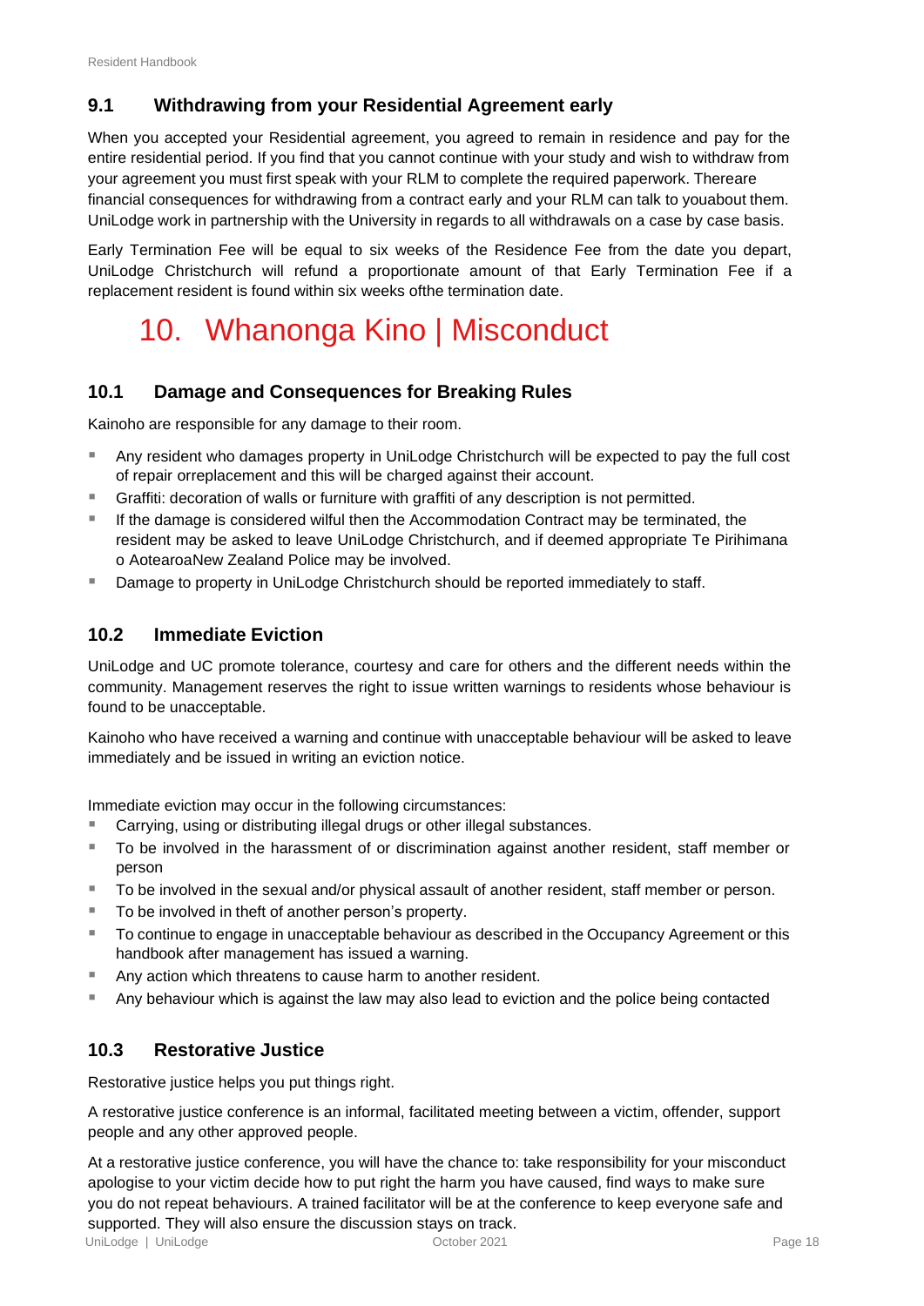### 9.1 Withdrawing from your Residential Agreement early

When you accepted your Residential agreement, you agreed to remain in residence and pay for the entire residential period. If you find that you cannot continue with your study and wish to withdraw from your agreement you must first speak with your RLM to complete the required paperwork. Thereare financial consequences for withdrawing from a contract early and your RLM can talk to youabout them. UniLodge work in partnership with the University in regards to all withdrawals on a case by case basis.

Early Termination Fee will be equal to six weeks of the Residence Fee from the date you depart, UniLodge Christchurch will refund a proportionate amount of that Early Termination Fee if a replacement resident is found within six weeks ofthe termination date.

## 10. Whanonga Kino | Misconduct

### 10.1 Damage and Consequences for Breaking Rules

Kainoho are responsible for any damage to their room.

- Any resident who damages property in UniLodge Christchurch will be expected to pay the full cost of repair orreplacement and this will be charged against their account.
- Graffiti: decoration of walls or furniture with graffiti of any description is not permitted.
- If the damage is considered wilful then the Accommodation Contract may be terminated, the resident may be asked to leave UniLodge Christchurch, and if deemed appropriate Te Pirihimana o AotearoaNew Zealand Police may be involved.
- Damage to property in UniLodge Christchurch should be reported immediately to staff.

### 10.2 Immediate Eviction

UniLodge and UC promote tolerance, courtesy and care for others and the different needs within the community. Management reserves the right to issue written warnings to residents whose behaviour is found to be unacceptable.

Kainoho who have received a warning and continue with unacceptable behaviour will be asked to leave immediately and be issued in writing an eviction notice.

Immediate eviction may occur in the following circumstances:

- Carrying, using or distributing illegal drugs or other illegal substances.
- To be involved in the harassment of or discrimination against another resident, staff member or person
- To be involved in the sexual and/or physical assault of another resident, staff member or person.
- To be involved in theft of another person's property.
- To continue to engage in unacceptable behaviour as described in the Occupancy Agreement or this handbook after management has issued a warning.
- Any action which threatens to cause harm to another resident.
- Any behaviour which is against the law may also lead to eviction and the police being contacted

### 10.3 Restorative Justice

Restorative justice helps you put things right.

A restorative justice conference is an informal, facilitated meeting between a victim, offender, support people and any other approved people.

At a restorative justice conference, you will have the chance to: take responsibility for your misconduct apologise to your victim decide how to put right the harm you have caused, find ways to make sure you do not repeat behaviours. A trained facilitator will be at the conference to keep everyone safe and supported. They will also ensure the discussion stays on track.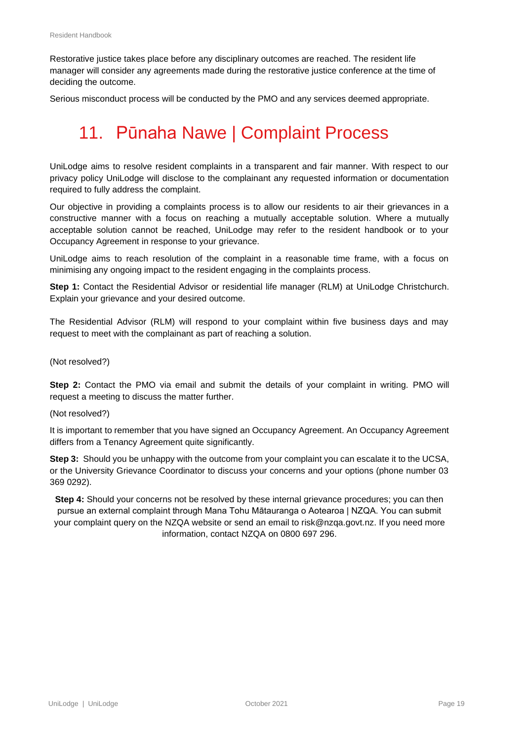Restorative justice takes place before any disciplinary outcomes are reached. The resident life manager will consider any agreements made during the restorative justice conference at the time of deciding the outcome.

Serious misconduct process will be conducted by the PMO and any services deemed appropriate.

# 11. Pūnaha Nawe | Complaint Process

UniLodge aims to resolve resident complaints in a transparent and fair manner. With respect to our privacy policy UniLodge will disclose to the complainant any requested information or documentation required to fully address the complaint.

Our objective in providing a complaints process is to allow our residents to air their grievances in a constructive manner with a focus on reaching a mutually acceptable solution. Where a mutually acceptable solution cannot be reached, UniLodge may refer to the resident handbook or to your Occupancy Agreement in response to your grievance.

UniLodge aims to reach resolution of the complaint in a reasonable time frame, with a focus on minimising any ongoing impact to the resident engaging in the complaints process.

**Step 1:** Contact the Residential Advisor or residential life manager (RLM) at UniLodge Christchurch. Explain your grievance and your desired outcome.

The Residential Advisor (RLM) will respond to your complaint within five business days and may request to meet with the complainant as part of reaching a solution.

(Not resolved?)

**Step 2:** Contact the PMO via email and submit the details of your complaint in writing. PMO will request a meeting to discuss the matter further.

(Not resolved?)

It is important to remember that you have signed an Occupancy Agreement. An Occupancy Agreement differs from a Tenancy Agreement quite significantly.

**Step 3:** Should you be unhappy with the outcome from your complaint you can escalate it to the UCSA, or the University Grievance Coordinator to discuss your concerns and your options (phone number 03 369 0292).

**Step 4:** Should your concerns not be resolved by these internal grievance procedures; you can then pursue an external complaint through Mana Tohu Mātauranga o Aotearoa | NZQA. You can submit your complaint query on the NZQA website or send an email to risk@nzqa.govt.nz. If you need more information, contact NZQA on 0800 697 296.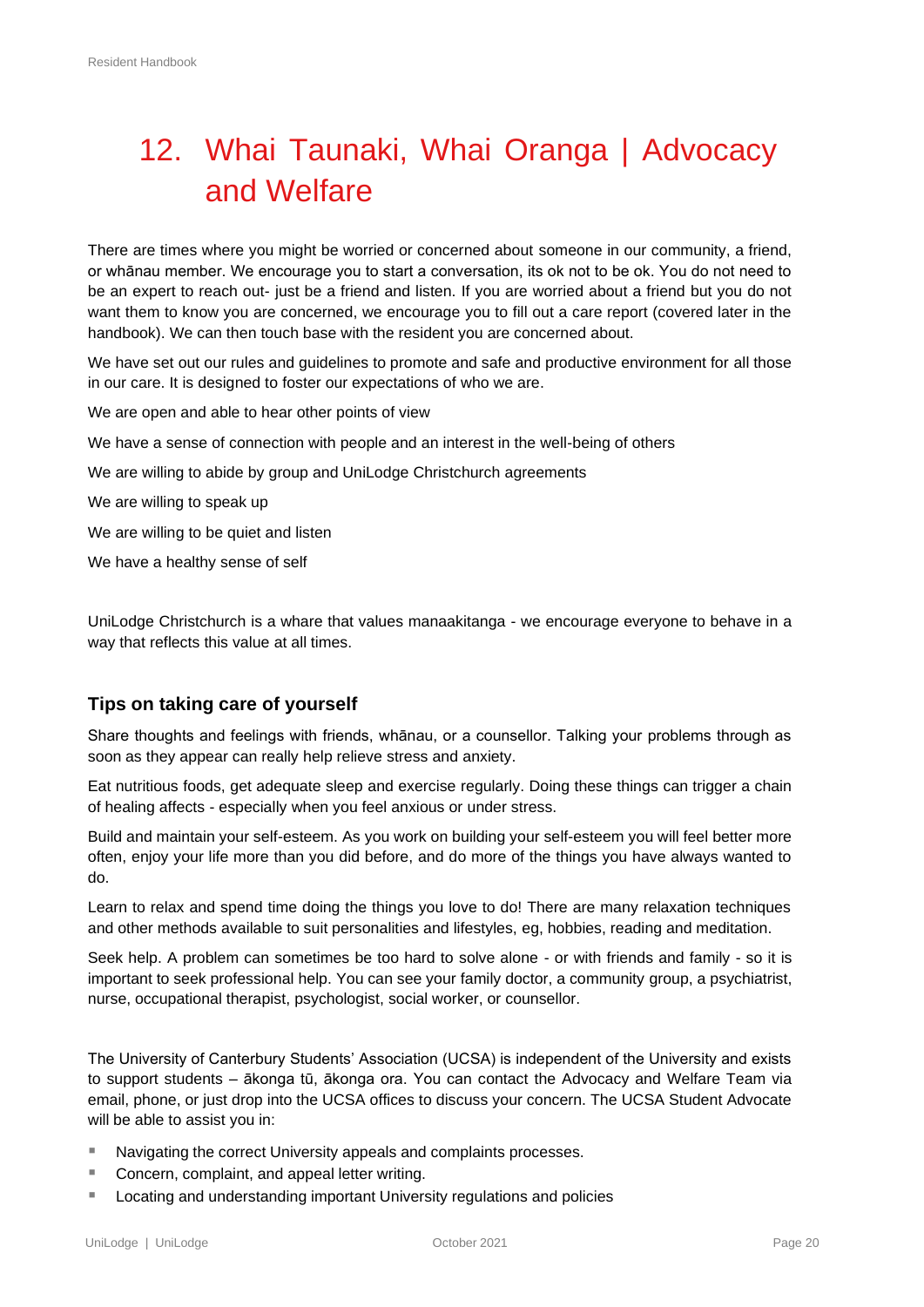# 12. Whai Taunaki, Whai Oranga | Advocacy and Welfare

There are times where you might be worried or concerned about someone in our community, a friend, or whānau member. We encourage you to start a conversation, its ok not to be ok. You do not need to be an expert to reach out- just be a friend and listen. If you are worried about a friend but you do not want them to know you are concerned, we encourage you to fill out a care report (covered later in the handbook). We can then touch base with the resident you are concerned about.

We have set out our rules and guidelines to promote and safe and productive environment for all those in our care. It is designed to foster our expectations of who we are.

We are open and able to hear other points of view

We have a sense of connection with people and an interest in the well-being of others

We are willing to abide by group and UniLodge Christchurch agreements

We are willing to speak up

We are willing to be quiet and listen

We have a healthy sense of self

UniLodge Christchurch is a whare that values manaakitanga - we encourage everyone to behave in a way that reflects this value at all times.

### Tips on taking care of yourself

Share thoughts and feelings with friends, whānau, or a counsellor. Talking your problems through as soon as they appear can really help relieve stress and anxiety.

Eat nutritious foods, get adequate sleep and exercise regularly. Doing these things can trigger a chain of healing affects - especially when you feel anxious or under stress.

Build and maintain your self-esteem. As you work on building your self-esteem you will feel better more often, enjoy your life more than you did before, and do more of the things you have always wanted to do.

Learn to relax and spend time doing the things you love to do! There are many relaxation techniques and other methods available to suit personalities and lifestyles, eg, hobbies, reading and meditation.

Seek help. A problem can sometimes be too hard to solve alone - or with friends and family - so it is important to seek professional help. You can see your family doctor, a community group, a psychiatrist, nurse, occupational therapist, psychologist, social worker, or counsellor.

The University of Canterbury Students' Association (UCSA) is independent of the University and exists to support students – ākonga tū, ākonga ora. You can contact the Advocacy and Welfare Team via email, phone, or just drop into the UCSA offices to discuss your concern. The UCSA Student Advocate will be able to assist you in:

- Navigating the correct University appeals and complaints processes.
- Concern, complaint, and appeal letter writing.
- Locating and understanding important University regulations and policies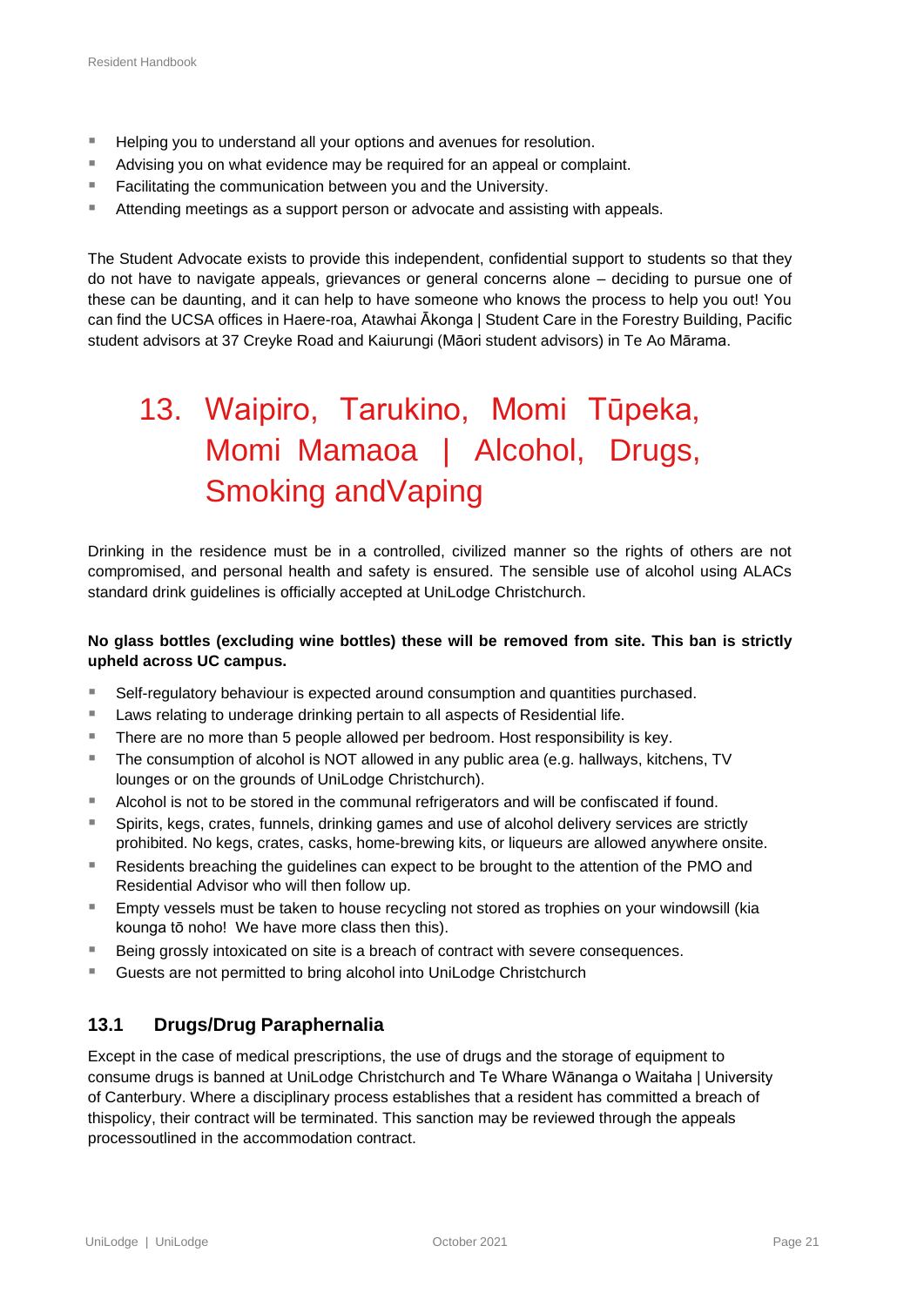- Helping you to understand all your options and avenues for resolution.
- Advising you on what evidence may be required for an appeal or complaint.
- Facilitating the communication between you and the University.
- Attending meetings as a support person or advocate and assisting with appeals.

The Student Advocate exists to provide this independent, confidential support to students so that they do not have to navigate appeals, grievances or general concerns alone – deciding to pursue one of these can be daunting, and it can help to have someone who knows the process to help you out! You can find the UCSA offices in Haere-roa, Atawhai Ākonga | Student Care in the Forestry Building, Pacific student advisors at 37 Creyke Road and Kaiurungi (Māori student advisors) in Te Ao Mārama.

# 13. Waipiro, Tarukino, Momi Tūpeka, Momi Mamaoa | Alcohol, Drugs, Smoking andVaping

Drinking in the residence must be in a controlled, civilized manner so the rights of others are not compromised, and personal health and safety is ensured. The sensible use of alcohol using ALACs standard drink guidelines is officially accepted at UniLodge Christchurch.

**No glass bottles (excluding wine bottles) these will be removed from site. This ban is strictly upheld across UC campus.**

- Self-regulatory behaviour is expected around consumption and quantities purchased.
- Laws relating to underage drinking pertain to all aspects of Residential life.
- There are no more than 5 people allowed per bedroom. Host responsibility is key.
- The consumption of alcohol is NOT allowed in any public area (e.g. hallways, kitchens, TV lounges or on the grounds of UniLodge Christchurch).
- Alcohol is not to be stored in the communal refrigerators and will be confiscated if found.
- Spirits, kegs, crates, funnels, drinking games and use of alcohol delivery services are strictly prohibited. No kegs, crates, casks, home-brewing kits, or liqueurs are allowed anywhere onsite.
- Residents breaching the guidelines can expect to be brought to the attention of the PMO and Residential Advisor who will then follow up.
- Empty vessels must be taken to house recycling not stored as trophies on your windowsill (kia kounga tō noho! We have more class then this).
- Being grossly intoxicated on site is a breach of contract with severe consequences.
- Guests are not permitted to bring alcohol into UniLodge Christchurch

## 13.1 Drugs/Drug Paraphernalia

Except in the case of medical prescriptions, the use of drugs and the storage of equipment to consume drugs is banned at UniLodge Christchurch and Te Whare Wānanga o Waitaha | University of Canterbury. Where a disciplinary process establishes that a resident has committed a breach of thispolicy, their contract will be terminated. This sanction may be reviewed through the appeals processoutlined in the accommodation contract.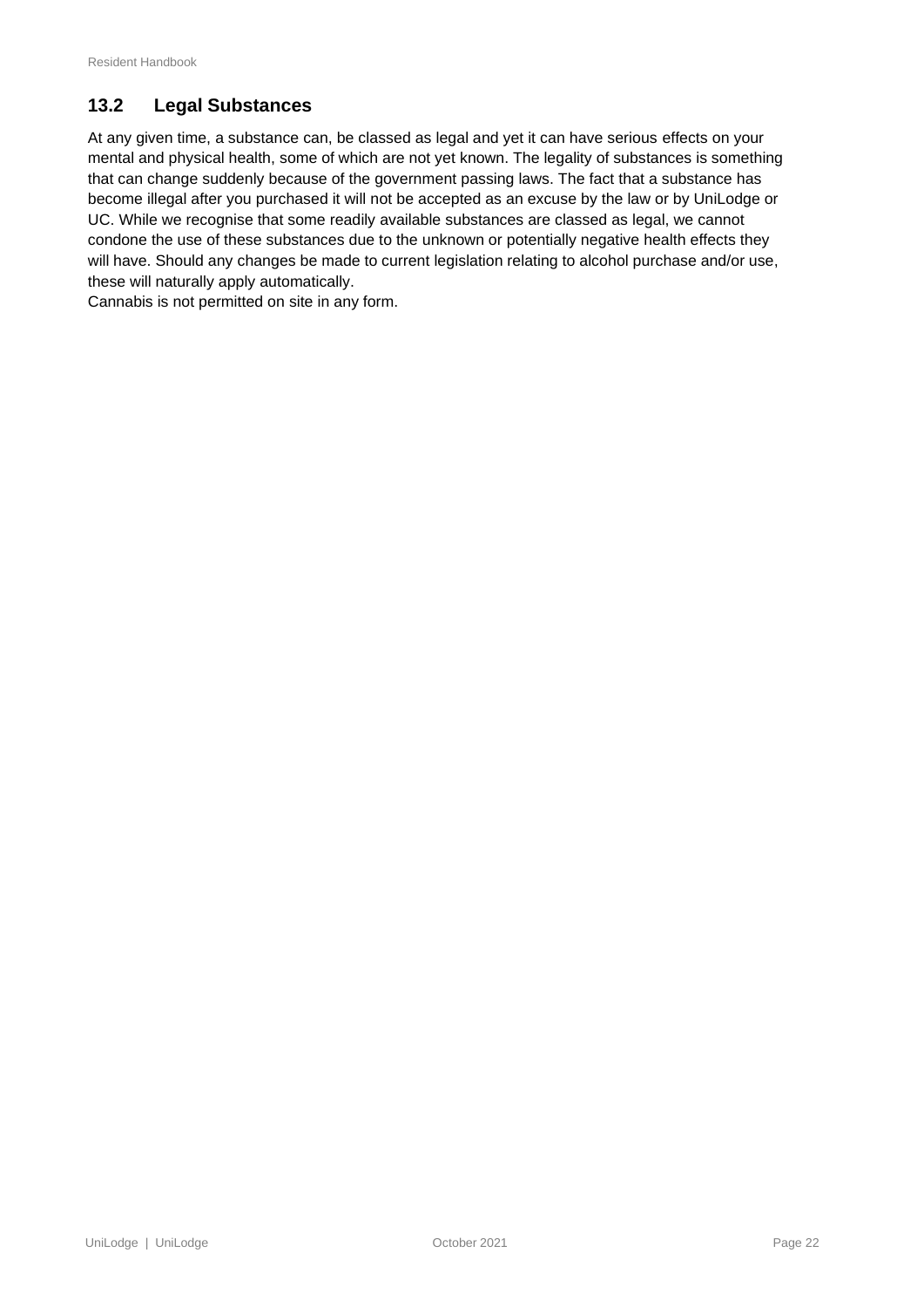## 13.2 Legal Substances

At any given time, a substance can, be classed as legal and yet it can have serious effects on your mental and physical health, some of which are not yet known. The legality of substances is something that can change suddenly because of the government passing laws. The fact that a substance has become illegal after you purchased it will not be accepted as an excuse by the law or by UniLodge or UC. While we recognise that some readily available substances are classed as legal, we cannot condone the use of these substances due to the unknown or potentially negative health effects they will have. Should any changes be made to current legislation relating to alcohol purchase and/or use, these will naturally apply automatically.

Cannabis is not permitted on site in any form.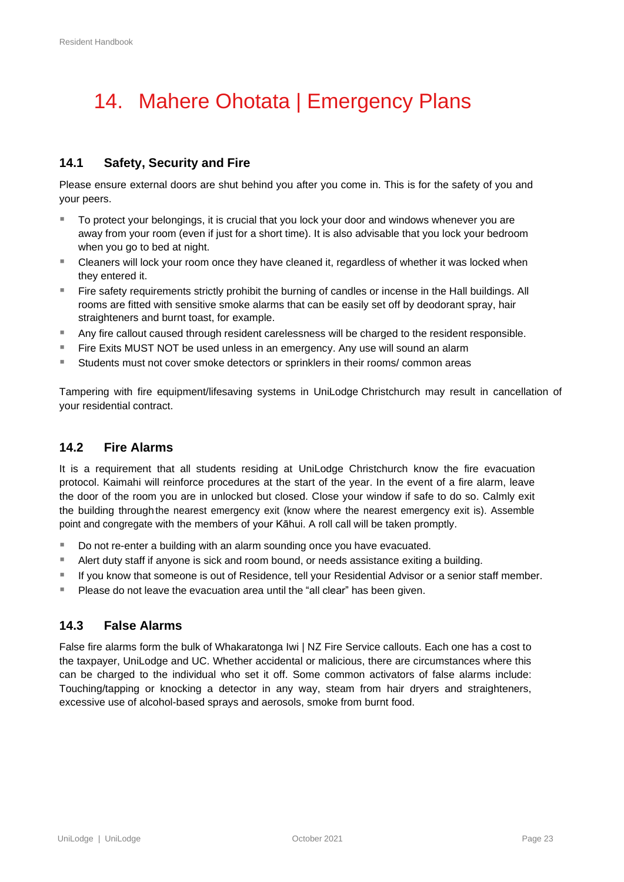# 14. Mahere Ohotata | Emergency Plans

## 14.1 Safety, Security and Fire

Please ensure external doors are shut behind you after you come in. This is for the safety of you and your peers.

- To protect your belongings, it is crucial that you lock your door and windows whenever you are away from your room (even if just for a short time). It is also advisable that you lock your bedroom when you go to bed at night.
- Cleaners will lock your room once they have cleaned it, regardless of whether it was locked when they entered it.
- Fire safety requirements strictly prohibit the burning of candles or incense in the Hall buildings. All rooms are fitted with sensitive smoke alarms that can be easily set off by deodorant spray, hair straighteners and burnt toast, for example.
- Any fire callout caused through resident carelessness will be charged to the resident responsible.
- Fire Exits MUST NOT be used unless in an emergency. Any use will sound an alarm
- Students must not cover smoke detectors or sprinklers in their rooms/ common areas

Tampering with fire equipment/lifesaving systems in UniLodge Christchurch may result in cancellation of your residential contract.

## 14.2 Fire Alarms

It is a requirement that all students residing at UniLodge Christchurch know the fire evacuation protocol. Kaimahi will reinforce procedures at the start of the year. In the event of a fire alarm, leave the door of the room you are in unlocked but closed. Close your window if safe to do so. Calmly exit the building through the nearest emergency exit (know where the nearest emergency exit is). Assemble point and congregate with the members of your Kāhui. A roll call will be taken promptly.

- Do not re-enter a building with an alarm sounding once you have evacuated.
- Alert duty staff if anyone is sick and room bound, or needs assistance exiting a building.
- If you know that someone is out of Residence, tell your Residential Advisor or a senior staff member.
- Please do not leave the evacuation area until the "all clear" has been given.

## 14.3 False Alarms

False fire alarms form the bulk of Whakaratonga Iwi | NZ Fire Service callouts. Each one has a cost to the taxpayer, UniLodge and UC. Whether accidental or malicious, there are circumstances where this can be charged to the individual who set it off. Some common activators of false alarms include: Touching/tapping or knocking a detector in any way, steam from hair dryers and straighteners, excessive use of alcohol-based sprays and aerosols, smoke from burnt food.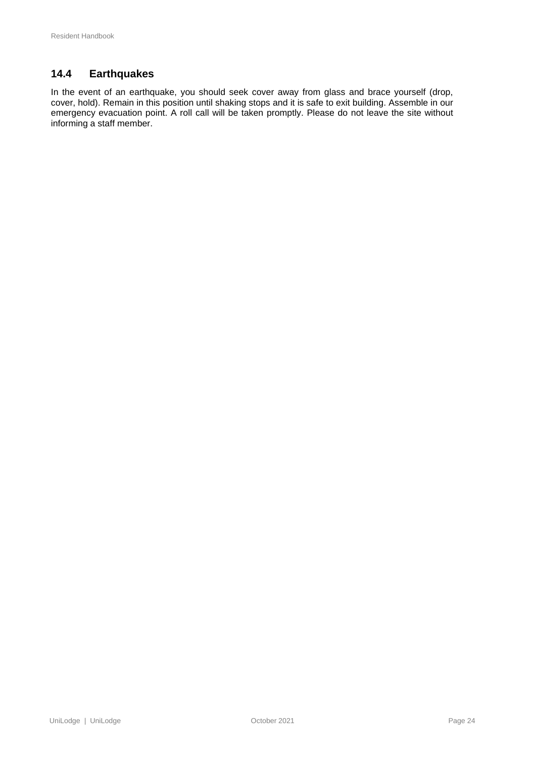## 14.4 Earthquakes

In the event of an earthquake, you should seek cover away from glass and brace yourself (drop, cover, hold). Remain in this position until shaking stops and it is safe to exit building. Assemble in our emergency evacuation point. A roll call will be taken promptly. Please do not leave the site without informing a staff member.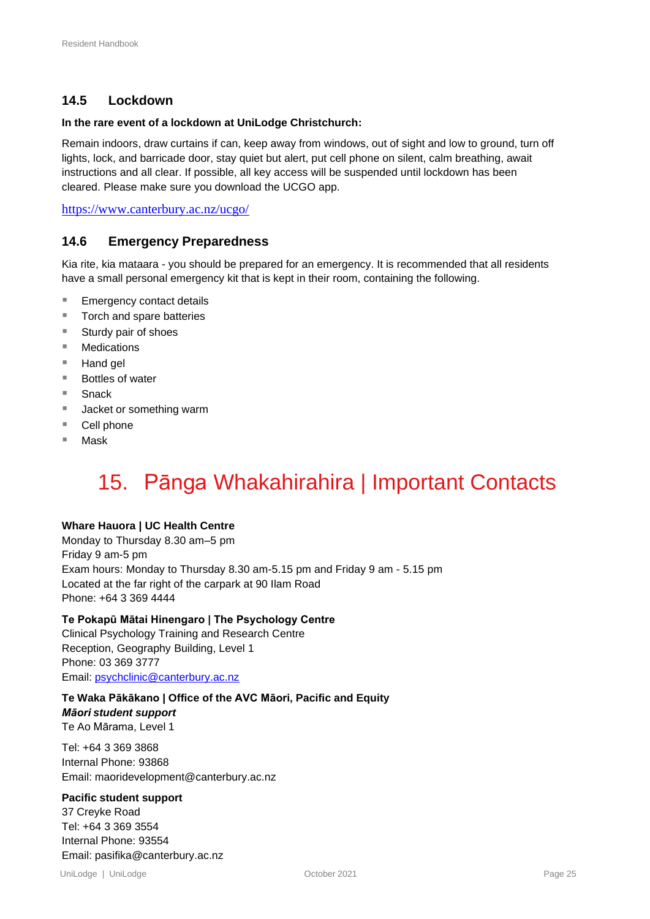## 14.5 Lockdown

**In the rare event of a lockdown at UniLodge Christchurch:**

Remain indoors, draw curtains if can, keep away from windows, out of sight and low to ground, turn off lights, lock, and barricade door, stay quiet but alert, put cell phone on silent, calm breathing, await instructions and all clear. If possible, all key access will be suspended until lockdown has been cleared. Please make sure you download the UCGO app.

https://www.canterbury.ac.nz/ucgo/

## 14.6 Emergency Preparedness

Kia rite, kia mataara - you should be prepared for an emergency. It is recommended that all residents have a small personal emergency kit that is kept in their room, containing the following.

- Emergency contact details
- Torch and spare batteries
- Sturdy pair of shoes
- Medications
- Hand gel
- Bottles of water
- Snack
- Jacket or something warm
- Cell phone
- Mask

# 15. Pānga Whakahirahira | Important Contacts

**Whare Hauora | UC Health Centre**
Monday to Thursday 8.30 am–5 pm
Friday 9 am-5 pm
Exam hours: Monday to Thursday 8.30 am-5.15 pm and Friday 9 am - 5.15 pm
Located at the far right of the carpark at 90 Ilam Road
Phone: +64 3 369 4444

**Te Pokapū Mātai Hinengaro | The Psychology Centre**
Clinical Psychology Training and Research Centre
Reception, Geography Building, Level 1
Phone: 03 369 3777
Email: psychclinic@canterbury.ac.nz

**Te Waka Pākākano | Office of the AVC Māori, Pacific and Equity**
***Māori student support***
Te Ao Mārama, Level 1

Tel: +64 3 369 3868
Internal Phone: 93868
Email: maoridevelopment@canterbury.ac.nz

**Pacific student support**
37 Creyke Road
Tel: +64 3 369 3554
Internal Phone: 93554
Email: pasifika@canterbury.ac.nz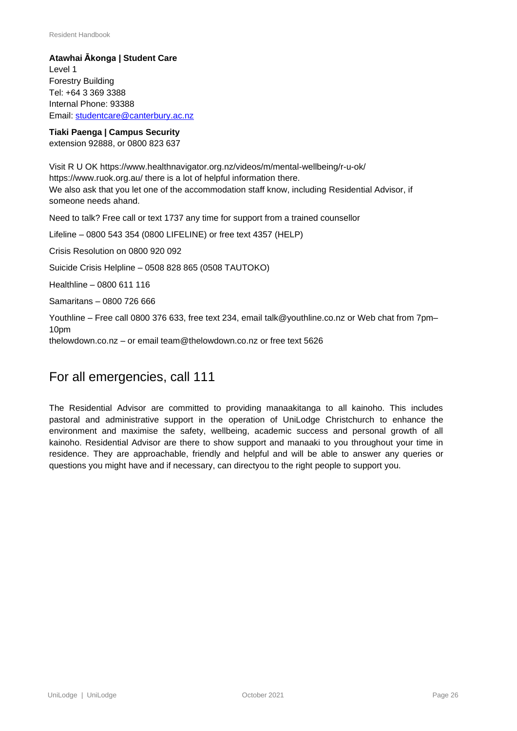**Atawhai Ākonga | Student Care**
Level 1
Forestry Building
Tel: +64 3 369 3388
Internal Phone: 93388
Email: studentcare@canterbury.ac.nz

**Tiaki Paenga | Campus Security**
extension 92888, or 0800 823 637

Visit R U OK https://www.healthnavigator.org.nz/videos/m/mental-wellbeing/r-u-ok/ https://www.ruok.org.au/ there is a lot of helpful information there.
We also ask that you let one of the accommodation staff know, including Residential Advisor, if someone needs ahand.

Need to talk? Free call or text 1737 any time for support from a trained counsellor

Lifeline – 0800 543 354 (0800 LIFELINE) or free text 4357 (HELP)

Crisis Resolution on 0800 920 092

Suicide Crisis Helpline – 0508 828 865 (0508 TAUTOKO)

Healthline – 0800 611 116

Samaritans – 0800 726 666

Youthline – Free call 0800 376 633, free text 234, email talk@youthline.co.nz or Web chat from 7pm–10pm
thelowdown.co.nz – or email team@thelowdown.co.nz or free text 5626

## For all emergencies, call 111

The Residential Advisor are committed to providing manaakitanga to all kainoho. This includes pastoral and administrative support in the operation of UniLodge Christchurch to enhance the environment and maximise the safety, wellbeing, academic success and personal growth of all kainoho. Residential Advisor are there to show support and manaaki to you throughout your time in residence. They are approachable, friendly and helpful and will be able to answer any queries or questions you might have and if necessary, can directyou to the right people to support you.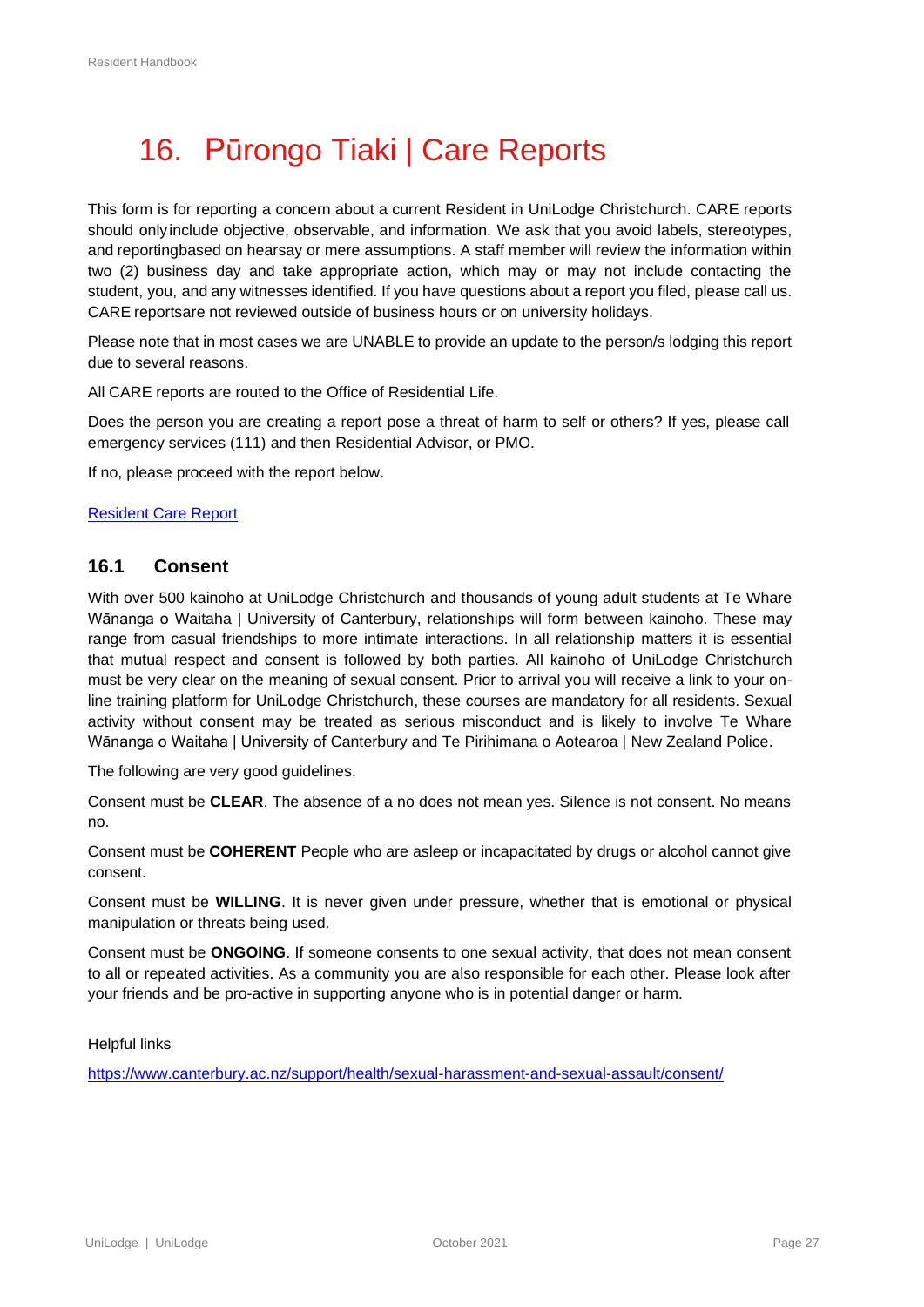# 16. Pūrongo Tiaki | Care Reports

This form is for reporting a concern about a current Resident in UniLodge Christchurch. CARE reports should only include objective, observable, and information. We ask that you avoid labels, stereotypes, and reportingbased on hearsay or mere assumptions. A staff member will review the information within two (2) business day and take appropriate action, which may or may not include contacting the student, you, and any witnesses identified. If you have questions about a report you filed, please call us. CARE reportsare not reviewed outside of business hours or on university holidays.

Please note that in most cases we are UNABLE to provide an update to the person/s lodging this report due to several reasons.

All CARE reports are routed to the Office of Residential Life.

Does the person you are creating a report pose a threat of harm to self or others? If yes, please call emergency services (111) and then Residential Advisor, or PMO.

If no, please proceed with the report below.

Resident Care Report

## 16.1 Consent

With over 500 kainoho at UniLodge Christchurch and thousands of young adult students at Te Whare Wānanga o Waitaha | University of Canterbury, relationships will form between kainoho. These may range from casual friendships to more intimate interactions. In all relationship matters it is essential that mutual respect and consent is followed by both parties. All kainoho of UniLodge Christchurch must be very clear on the meaning of sexual consent. Prior to arrival you will receive a link to your on-line training platform for UniLodge Christchurch, these courses are mandatory for all residents. Sexual activity without consent may be treated as serious misconduct and is likely to involve Te Whare Wānanga o Waitaha | University of Canterbury and Te Pirihimana o Aotearoa | New Zealand Police.

The following are very good guidelines.

Consent must be **CLEAR**. The absence of a no does not mean yes. Silence is not consent. No means no.

Consent must be **COHERENT** People who are asleep or incapacitated by drugs or alcohol cannot give consent.

Consent must be **WILLING**. It is never given under pressure, whether that is emotional or physical manipulation or threats being used.

Consent must be **ONGOING**. If someone consents to one sexual activity, that does not mean consent to all or repeated activities. As a community you are also responsible for each other. Please look after your friends and be pro-active in supporting anyone who is in potential danger or harm.

Helpful links

https://www.canterbury.ac.nz/support/health/sexual-harassment-and-sexual-assault/consent/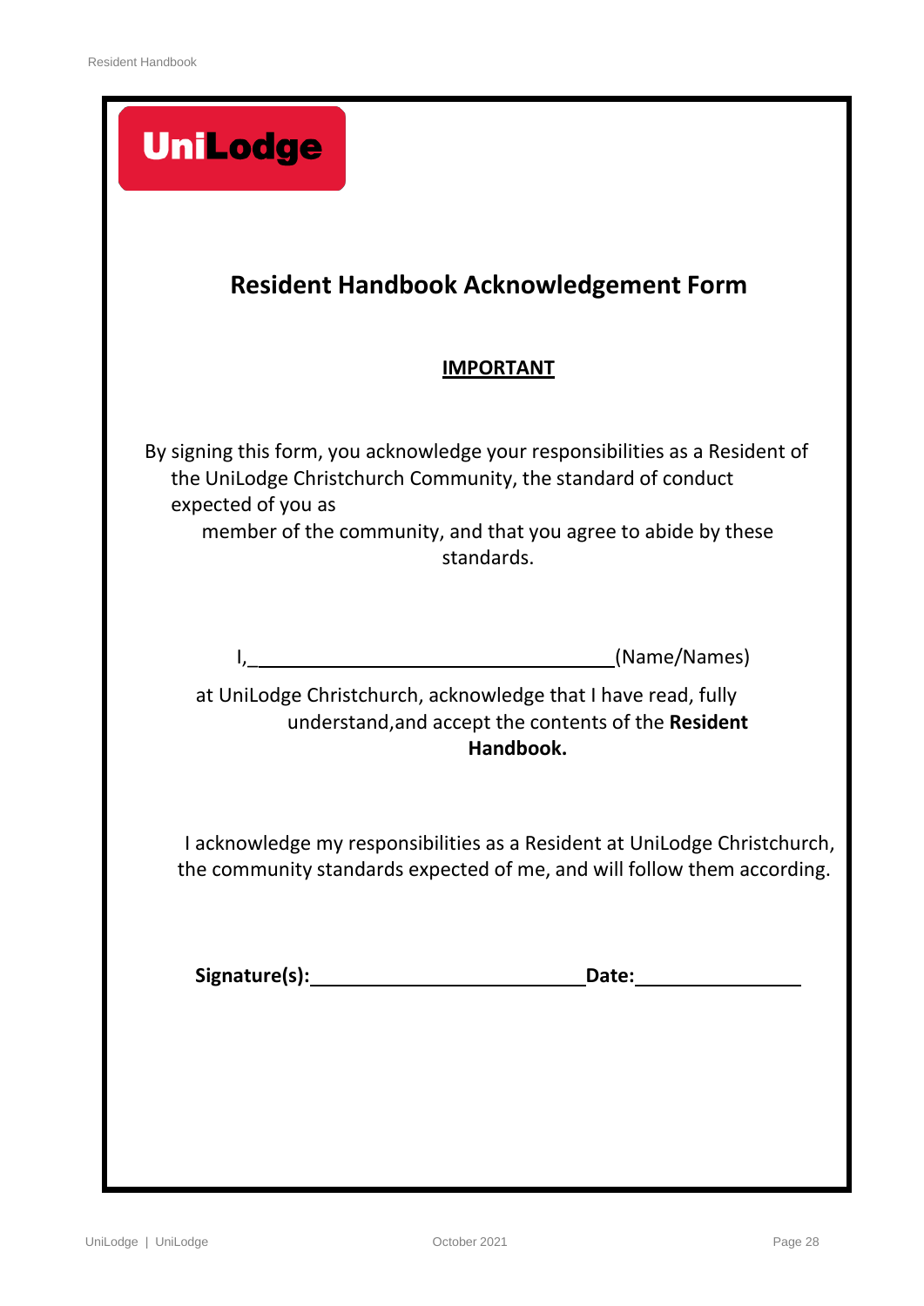**UniLodge**

# Resident Handbook Acknowledgement Form

**IMPORTANT**

By signing this form, you acknowledge your responsibilities as a Resident of the UniLodge Christchurch Community, the standard of conduct expected of you as member of the community, and that you agree to abide by these standards.

I,_\_\_\_\_\_\_\_\_\_\_\_\_\_\_\_\_\_\_\_\_\_\_\_\_\_\_\_\_\_\_\_\_\_\_(Name/Names) at UniLodge Christchurch, acknowledge that I have read, fully understand,and accept the contents of the **Resident Handbook.**

I acknowledge my responsibilities as a Resident at UniLodge Christchurch, the community standards expected of me, and will follow them according.

**Signature(s):**\_\_\_\_\_\_\_\_\_\_\_\_\_\_\_\_\_\_\_\_\_\_\_\_\_\_\_ **Date:**\_\_\_\_\_\_\_\_\_\_\_\_\_\_\_\_